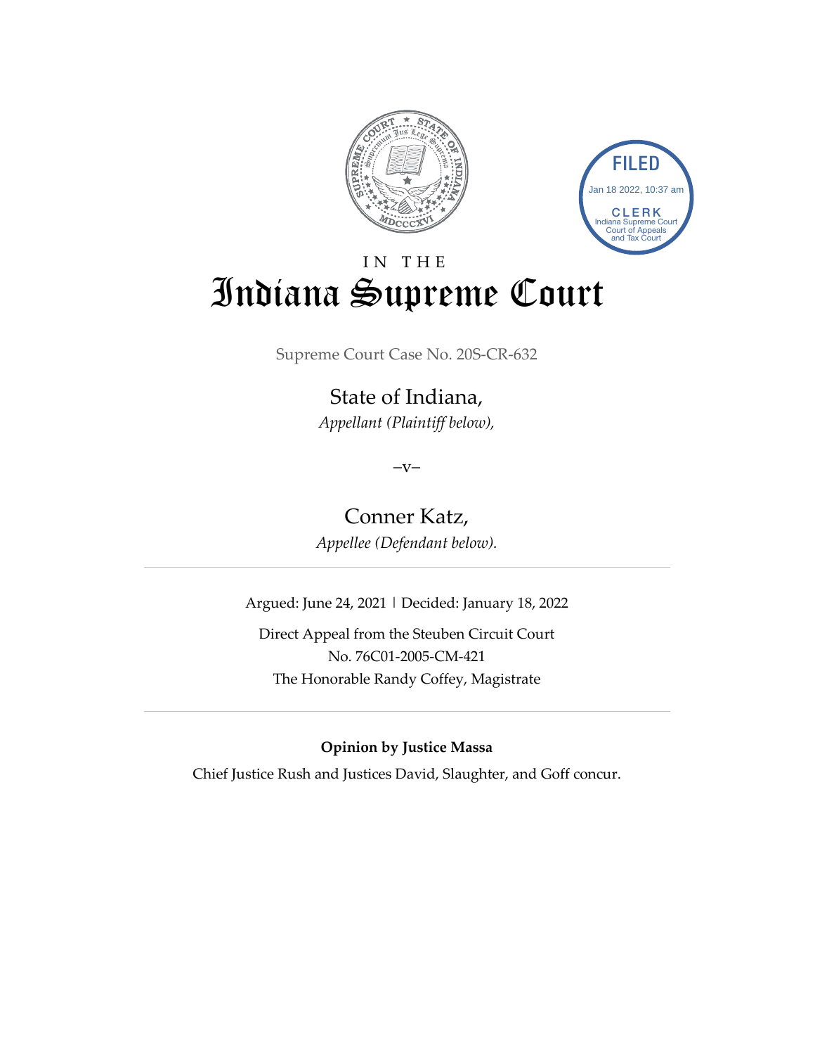# IN THE

# Indiana Supreme Court

Supreme Court Case No. 20S-CR-632

## State of Indiana,

*Appellant (Plaintiff below),*

–v–

## Conner Katz,

*Appellee (Defendant below).*

---

Argued: June 24, 2021 | Decided: January 18, 2022

Direct Appeal from the Steuben Circuit Court
No. 76C01-2005-CM-421
The Honorable Randy Coffey, Magistrate

---

**Opinion by Justice Massa**

Chief Justice Rush and Justices David, Slaughter, and Goff concur.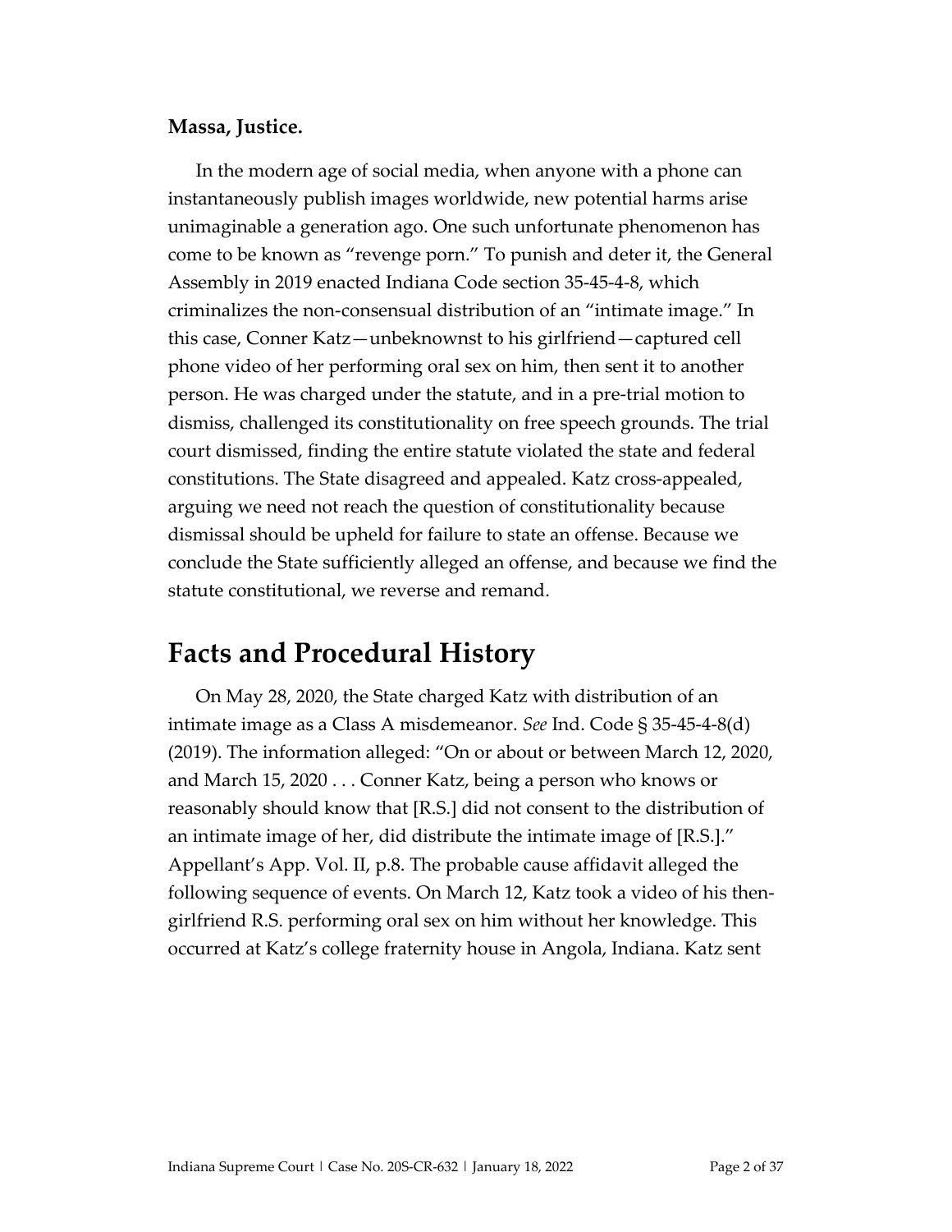**Massa, Justice.**

In the modern age of social media, when anyone with a phone can instantaneously publish images worldwide, new potential harms arise unimaginable a generation ago. One such unfortunate phenomenon has come to be known as "revenge porn." To punish and deter it, the General Assembly in 2019 enacted Indiana Code section 35-45-4-8, which criminalizes the non-consensual distribution of an "intimate image." In this case, Conner Katz—unbeknownst to his girlfriend—captured cell phone video of her performing oral sex on him, then sent it to another person. He was charged under the statute, and in a pre-trial motion to dismiss, challenged its constitutionality on free speech grounds. The trial court dismissed, finding the entire statute violated the state and federal constitutions. The State disagreed and appealed. Katz cross-appealed, arguing we need not reach the question of constitutionality because dismissal should be upheld for failure to state an offense. Because we conclude the State sufficiently alleged an offense, and because we find the statute constitutional, we reverse and remand.

# Facts and Procedural History

On May 28, 2020, the State charged Katz with distribution of an intimate image as a Class A misdemeanor. *See* Ind. Code § 35-45-4-8(d) (2019). The information alleged: "On or about or between March 12, 2020, and March 15, 2020 . . . Conner Katz, being a person who knows or reasonably should know that [R.S.] did not consent to the distribution of an intimate image of her, did distribute the intimate image of [R.S.]." Appellant's App. Vol. II, p.8. The probable cause affidavit alleged the following sequence of events. On March 12, Katz took a video of his then-girlfriend R.S. performing oral sex on him without her knowledge. This occurred at Katz's college fraternity house in Angola, Indiana. Katz sent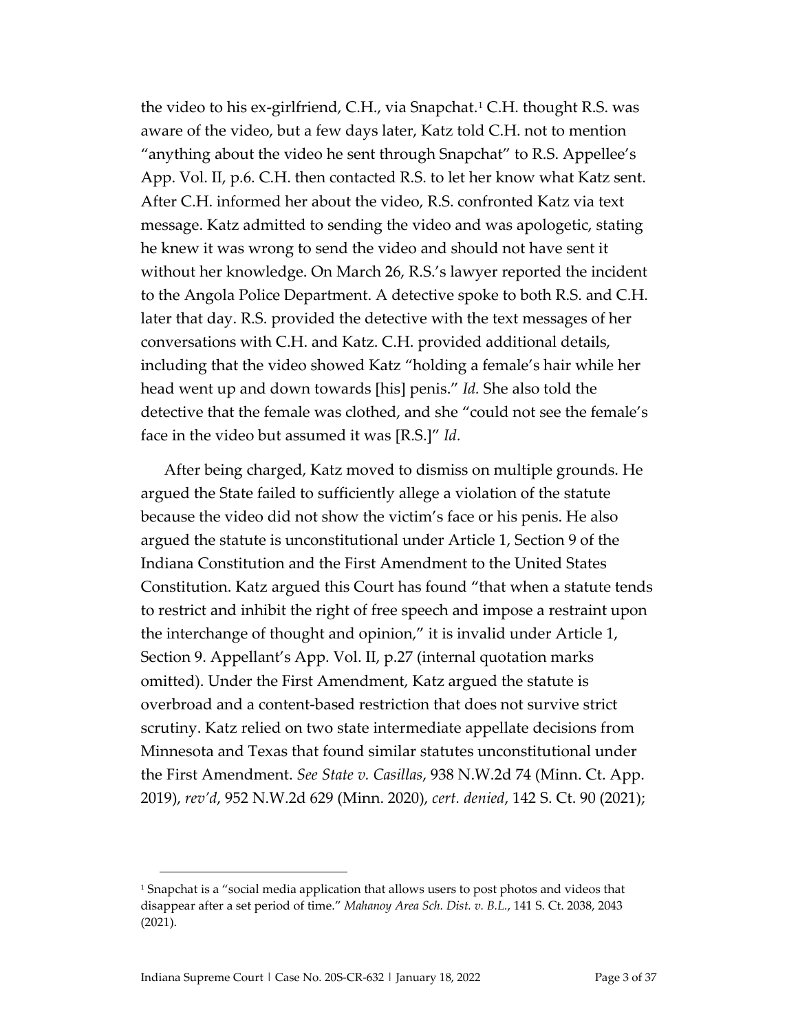the video to his ex-girlfriend, C.H., via Snapchat.[1] C.H. thought R.S. was aware of the video, but a few days later, Katz told C.H. not to mention "anything about the video he sent through Snapchat" to R.S. Appellee's App. Vol. II, p.6. C.H. then contacted R.S. to let her know what Katz sent. After C.H. informed her about the video, R.S. confronted Katz via text message. Katz admitted to sending the video and was apologetic, stating he knew it was wrong to send the video and should not have sent it without her knowledge. On March 26, R.S.'s lawyer reported the incident to the Angola Police Department. A detective spoke to both R.S. and C.H. later that day. R.S. provided the detective with the text messages of her conversations with C.H. and Katz. C.H. provided additional details, including that the video showed Katz "holding a female's hair while her head went up and down towards [his] penis." *Id.* She also told the detective that the female was clothed, and she "could not see the female's face in the video but assumed it was [R.S.]" *Id.*

After being charged, Katz moved to dismiss on multiple grounds. He argued the State failed to sufficiently allege a violation of the statute because the video did not show the victim's face or his penis. He also argued the statute is unconstitutional under Article 1, Section 9 of the Indiana Constitution and the First Amendment to the United States Constitution. Katz argued this Court has found "that when a statute tends to restrict and inhibit the right of free speech and impose a restraint upon the interchange of thought and opinion," it is invalid under Article 1, Section 9. Appellant's App. Vol. II, p.27 (internal quotation marks omitted). Under the First Amendment, Katz argued the statute is overbroad and a content-based restriction that does not survive strict scrutiny. Katz relied on two state intermediate appellate decisions from Minnesota and Texas that found similar statutes unconstitutional under the First Amendment. *See State v. Casillas*, 938 N.W.2d 74 (Minn. Ct. App. 2019), *rev'd*, 952 N.W.2d 629 (Minn. 2020), *cert. denied*, 142 S. Ct. 90 (2021);

---

[1] Snapchat is a "social media application that allows users to post photos and videos that disappear after a set period of time." *Mahanoy Area Sch. Dist. v. B.L.*, 141 S. Ct. 2038, 2043 (2021).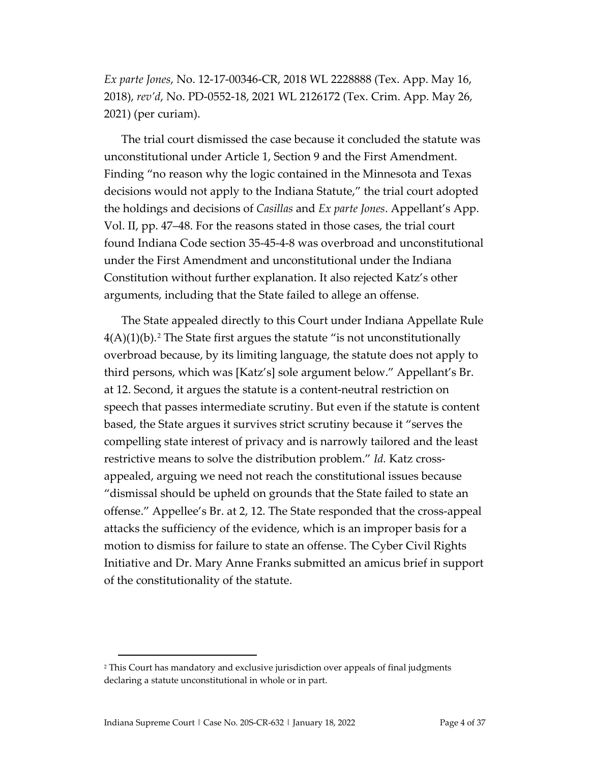*Ex parte Jones*, No. 12-17-00346-CR, 2018 WL 2228888 (Tex. App. May 16, 2018), *rev'd*, No. PD-0552-18, 2021 WL 2126172 (Tex. Crim. App. May 26, 2021) (per curiam).

The trial court dismissed the case because it concluded the statute was unconstitutional under Article 1, Section 9 and the First Amendment. Finding "no reason why the logic contained in the Minnesota and Texas decisions would not apply to the Indiana Statute," the trial court adopted the holdings and decisions of *Casillas* and *Ex parte Jones*. Appellant's App. Vol. II, pp. 47–48. For the reasons stated in those cases, the trial court found Indiana Code section 35-45-4-8 was overbroad and unconstitutional under the First Amendment and unconstitutional under the Indiana Constitution without further explanation. It also rejected Katz's other arguments, including that the State failed to allege an offense.

The State appealed directly to this Court under Indiana Appellate Rule 4(A)(1)(b).[2] The State first argues the statute "is not unconstitutionally overbroad because, by its limiting language, the statute does not apply to third persons, which was [Katz's] sole argument below." Appellant's Br. at 12. Second, it argues the statute is a content-neutral restriction on speech that passes intermediate scrutiny. But even if the statute is content based, the State argues it survives strict scrutiny because it "serves the compelling state interest of privacy and is narrowly tailored and the least restrictive means to solve the distribution problem." *Id.* Katz cross-appealed, arguing we need not reach the constitutional issues because "dismissal should be upheld on grounds that the State failed to state an offense." Appellee's Br. at 2, 12. The State responded that the cross-appeal attacks the sufficiency of the evidence, which is an improper basis for a motion to dismiss for failure to state an offense. The Cyber Civil Rights Initiative and Dr. Mary Anne Franks submitted an amicus brief in support of the constitutionality of the statute.

---

[2] This Court has mandatory and exclusive jurisdiction over appeals of final judgments declaring a statute unconstitutional in whole or in part.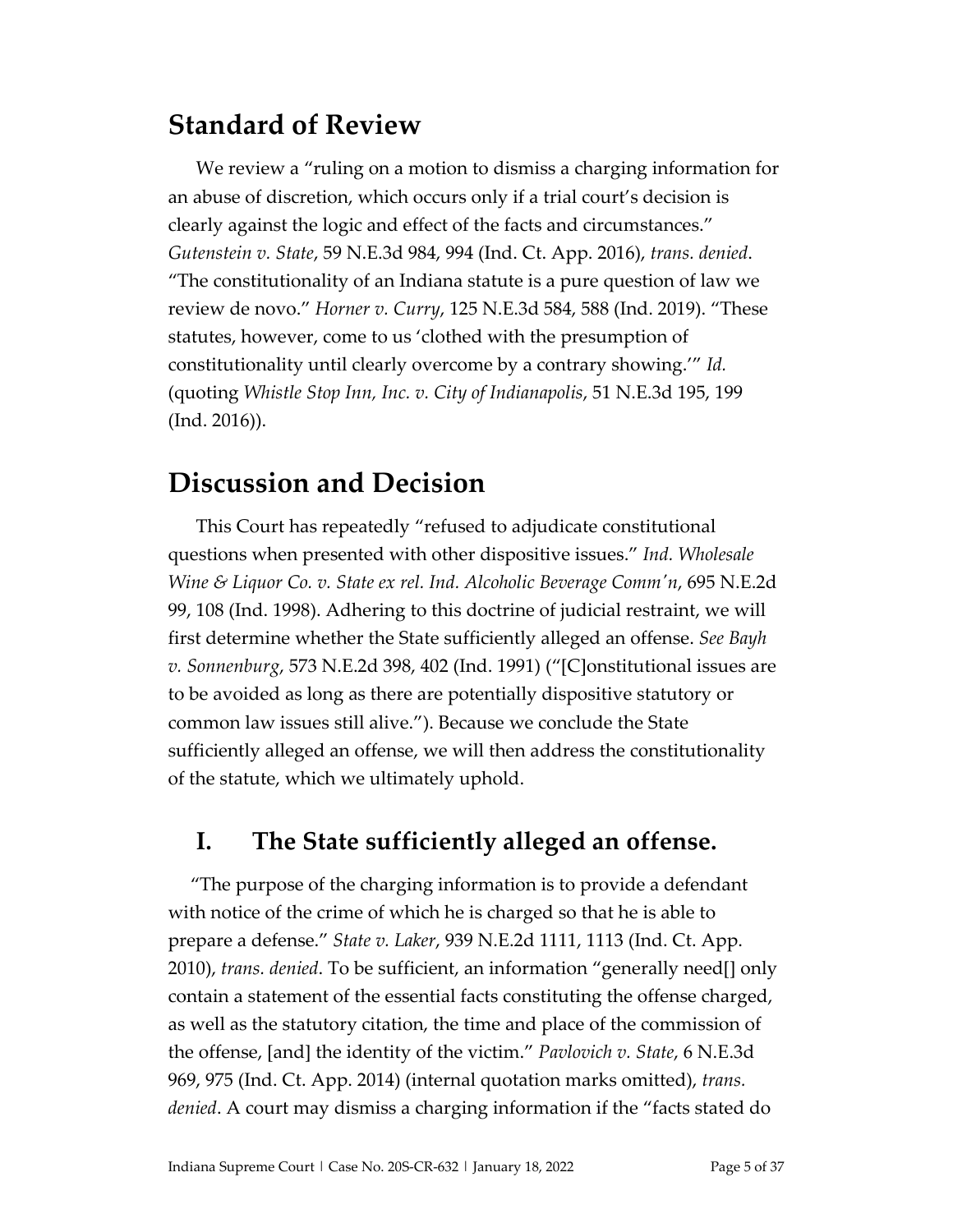## Standard of Review

We review a "ruling on a motion to dismiss a charging information for an abuse of discretion, which occurs only if a trial court's decision is clearly against the logic and effect of the facts and circumstances." *Gutenstein v. State*, 59 N.E.3d 984, 994 (Ind. Ct. App. 2016), *trans. denied*. "The constitutionality of an Indiana statute is a pure question of law we review de novo." *Horner v. Curry*, 125 N.E.3d 584, 588 (Ind. 2019). "These statutes, however, come to us 'clothed with the presumption of constitutionality until clearly overcome by a contrary showing.'" *Id.* (quoting *Whistle Stop Inn, Inc. v. City of Indianapolis*, 51 N.E.3d 195, 199 (Ind. 2016)).

## Discussion and Decision

This Court has repeatedly "refused to adjudicate constitutional questions when presented with other dispositive issues." *Ind. Wholesale Wine & Liquor Co. v. State ex rel. Ind. Alcoholic Beverage Comm'n*, 695 N.E.2d 99, 108 (Ind. 1998). Adhering to this doctrine of judicial restraint, we will first determine whether the State sufficiently alleged an offense. *See Bayh v. Sonnenburg*, 573 N.E.2d 398, 402 (Ind. 1991) ("[C]onstitutional issues are to be avoided as long as there are potentially dispositive statutory or common law issues still alive."). Because we conclude the State sufficiently alleged an offense, we will then address the constitutionality of the statute, which we ultimately uphold.

### I. The State sufficiently alleged an offense.

"The purpose of the charging information is to provide a defendant with notice of the crime of which he is charged so that he is able to prepare a defense." *State v. Laker*, 939 N.E.2d 1111, 1113 (Ind. Ct. App. 2010), *trans. denied*. To be sufficient, an information "generally need[] only contain a statement of the essential facts constituting the offense charged, as well as the statutory citation, the time and place of the commission of the offense, [and] the identity of the victim." *Pavlovich v. State*, 6 N.E.3d 969, 975 (Ind. Ct. App. 2014) (internal quotation marks omitted), *trans. denied*. A court may dismiss a charging information if the "facts stated do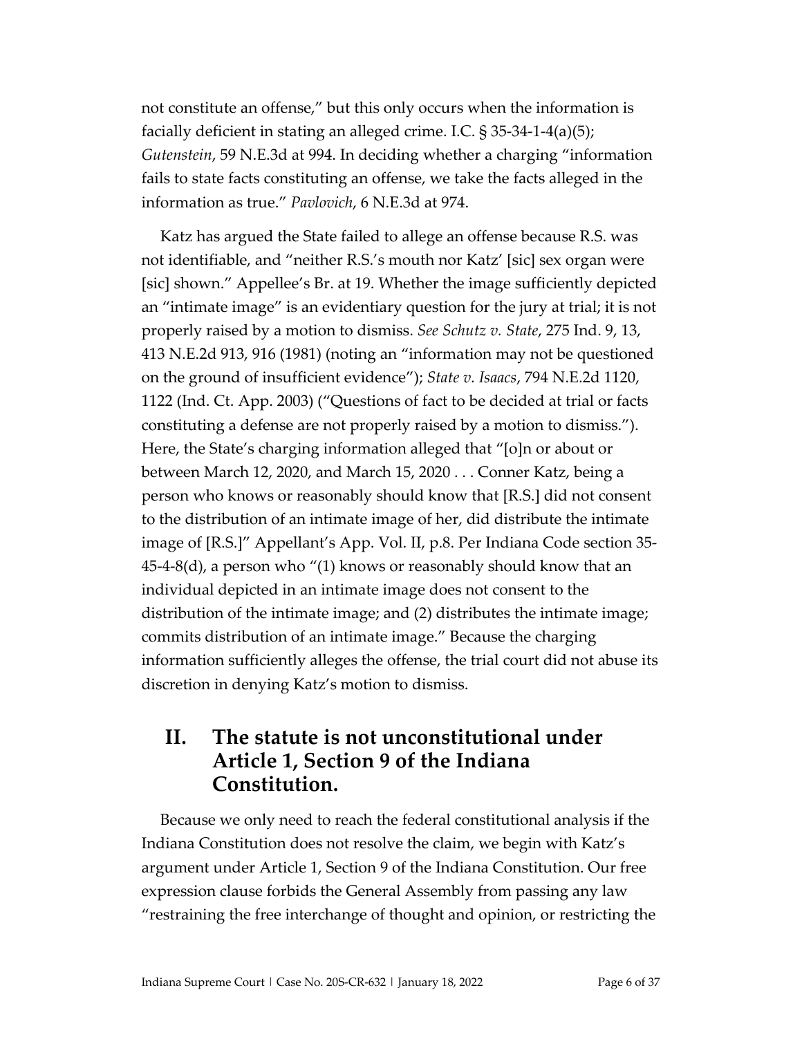not constitute an offense," but this only occurs when the information is facially deficient in stating an alleged crime. I.C. § 35-34-1-4(a)(5); *Gutenstein*, 59 N.E.3d at 994. In deciding whether a charging "information fails to state facts constituting an offense, we take the facts alleged in the information as true." *Pavlovich*, 6 N.E.3d at 974.

Katz has argued the State failed to allege an offense because R.S. was not identifiable, and "neither R.S.'s mouth nor Katz' [sic] sex organ were [sic] shown." Appellee's Br. at 19. Whether the image sufficiently depicted an "intimate image" is an evidentiary question for the jury at trial; it is not properly raised by a motion to dismiss. *See Schutz v. State*, 275 Ind. 9, 13, 413 N.E.2d 913, 916 (1981) (noting an "information may not be questioned on the ground of insufficient evidence"); *State v. Isaacs*, 794 N.E.2d 1120, 1122 (Ind. Ct. App. 2003) ("Questions of fact to be decided at trial or facts constituting a defense are not properly raised by a motion to dismiss."). Here, the State's charging information alleged that "[o]n or about or between March 12, 2020, and March 15, 2020 . . . Conner Katz, being a person who knows or reasonably should know that [R.S.] did not consent to the distribution of an intimate image of her, did distribute the intimate image of [R.S.]" Appellant's App. Vol. II, p.8. Per Indiana Code section 35-45-4-8(d), a person who "(1) knows or reasonably should know that an individual depicted in an intimate image does not consent to the distribution of the intimate image; and (2) distributes the intimate image; commits distribution of an intimate image." Because the charging information sufficiently alleges the offense, the trial court did not abuse its discretion in denying Katz's motion to dismiss.

## II. The statute is not unconstitutional under Article 1, Section 9 of the Indiana Constitution.

Because we only need to reach the federal constitutional analysis if the Indiana Constitution does not resolve the claim, we begin with Katz's argument under Article 1, Section 9 of the Indiana Constitution. Our free expression clause forbids the General Assembly from passing any law "restraining the free interchange of thought and opinion, or restricting the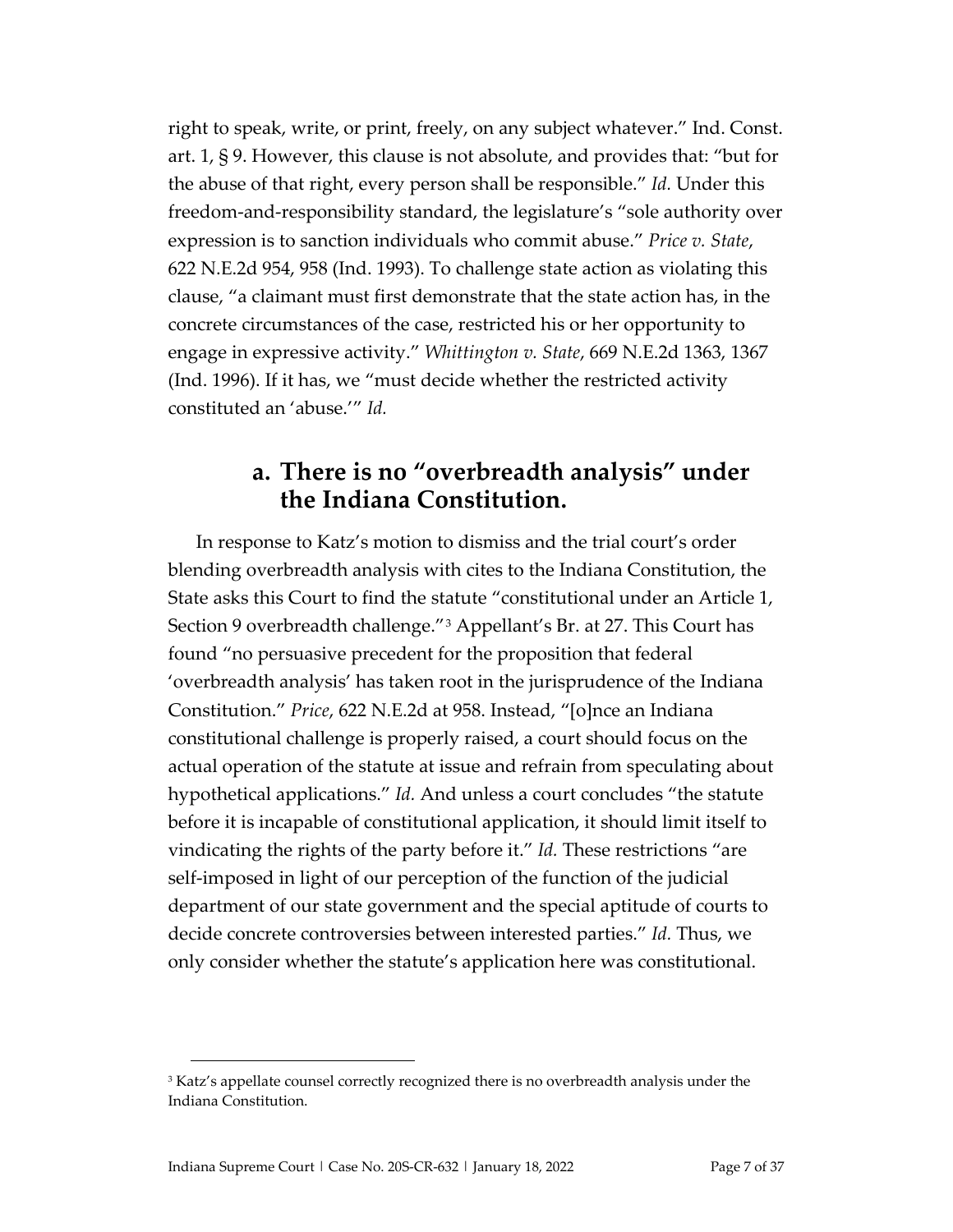right to speak, write, or print, freely, on any subject whatever." Ind. Const. art. 1, § 9. However, this clause is not absolute, and provides that: "but for the abuse of that right, every person shall be responsible." *Id.* Under this freedom-and-responsibility standard, the legislature's "sole authority over expression is to sanction individuals who commit abuse." *Price v. State*, 622 N.E.2d 954, 958 (Ind. 1993). To challenge state action as violating this clause, "a claimant must first demonstrate that the state action has, in the concrete circumstances of the case, restricted his or her opportunity to engage in expressive activity." *Whittington v. State*, 669 N.E.2d 1363, 1367 (Ind. 1996). If it has, we "must decide whether the restricted activity constituted an 'abuse.'" *Id.*

### a. There is no "overbreadth analysis" under the Indiana Constitution.

In response to Katz's motion to dismiss and the trial court's order blending overbreadth analysis with cites to the Indiana Constitution, the State asks this Court to find the statute "constitutional under an Article 1, Section 9 overbreadth challenge."[3] Appellant's Br. at 27. This Court has found "no persuasive precedent for the proposition that federal 'overbreadth analysis' has taken root in the jurisprudence of the Indiana Constitution." *Price*, 622 N.E.2d at 958. Instead, "[o]nce an Indiana constitutional challenge is properly raised, a court should focus on the actual operation of the statute at issue and refrain from speculating about hypothetical applications." *Id.* And unless a court concludes "the statute before it is incapable of constitutional application, it should limit itself to vindicating the rights of the party before it." *Id.* These restrictions "are self-imposed in light of our perception of the function of the judicial department of our state government and the special aptitude of courts to decide concrete controversies between interested parties." *Id.* Thus, we only consider whether the statute's application here was constitutional.

[3] Katz's appellate counsel correctly recognized there is no overbreadth analysis under the Indiana Constitution.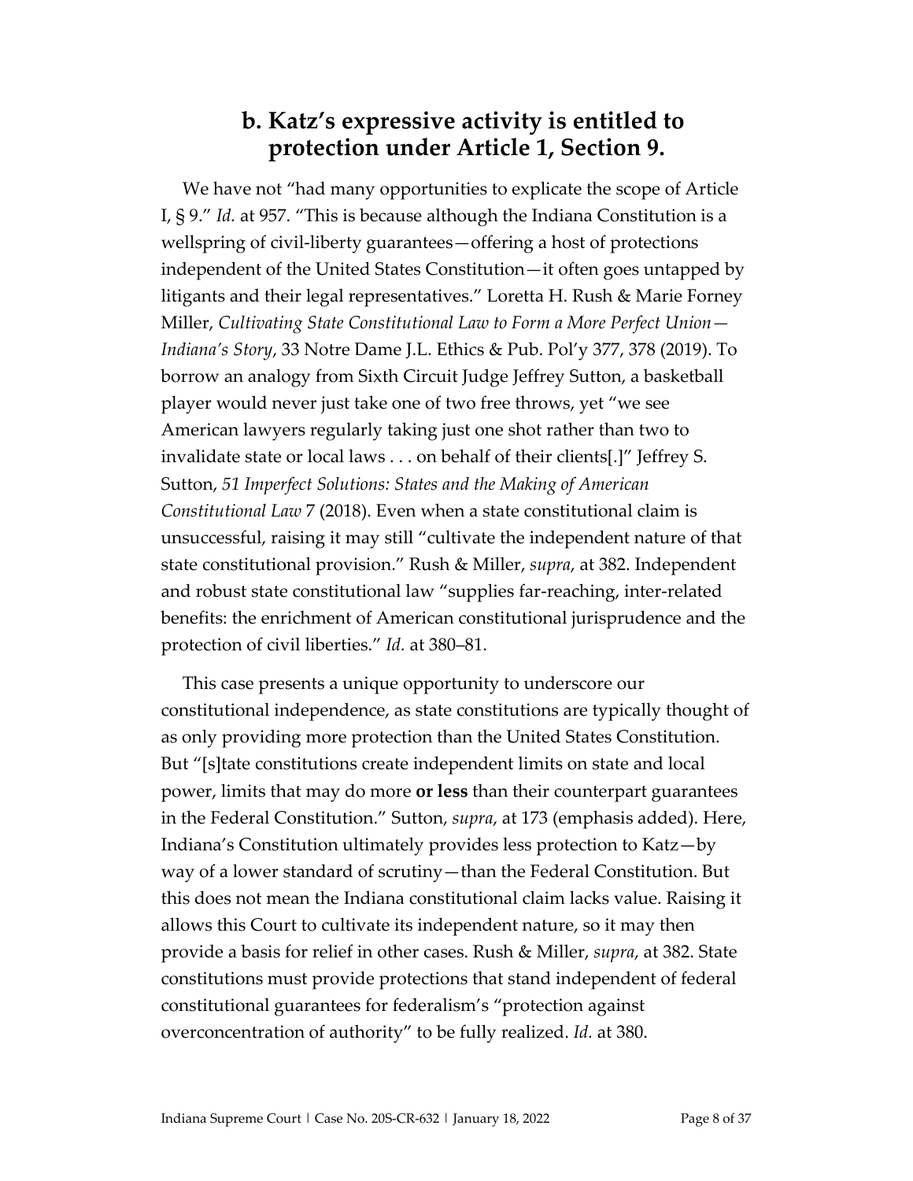## b. Katz's expressive activity is entitled to protection under Article 1, Section 9.

We have not "had many opportunities to explicate the scope of Article I, § 9." *Id.* at 957. "This is because although the Indiana Constitution is a wellspring of civil-liberty guarantees—offering a host of protections independent of the United States Constitution—it often goes untapped by litigants and their legal representatives." Loretta H. Rush & Marie Forney Miller, *Cultivating State Constitutional Law to Form a More Perfect Union—Indiana's Story*, 33 Notre Dame J.L. Ethics & Pub. Pol'y 377, 378 (2019). To borrow an analogy from Sixth Circuit Judge Jeffrey Sutton, a basketball player would never just take one of two free throws, yet "we see American lawyers regularly taking just one shot rather than two to invalidate state or local laws . . . on behalf of their clients[.]" Jeffrey S. Sutton, *51 Imperfect Solutions: States and the Making of American Constitutional Law* 7 (2018). Even when a state constitutional claim is unsuccessful, raising it may still "cultivate the independent nature of that state constitutional provision." Rush & Miller, *supra*, at 382. Independent and robust state constitutional law "supplies far-reaching, inter-related benefits: the enrichment of American constitutional jurisprudence and the protection of civil liberties." *Id.* at 380–81.

This case presents a unique opportunity to underscore our constitutional independence, as state constitutions are typically thought of as only providing more protection than the United States Constitution. But "[s]tate constitutions create independent limits on state and local power, limits that may do more **or less** than their counterpart guarantees in the Federal Constitution." Sutton, *supra*, at 173 (emphasis added). Here, Indiana's Constitution ultimately provides less protection to Katz—by way of a lower standard of scrutiny—than the Federal Constitution. But this does not mean the Indiana constitutional claim lacks value. Raising it allows this Court to cultivate its independent nature, so it may then provide a basis for relief in other cases. Rush & Miller, *supra*, at 382. State constitutions must provide protections that stand independent of federal constitutional guarantees for federalism's "protection against overconcentration of authority" to be fully realized. *Id.* at 380.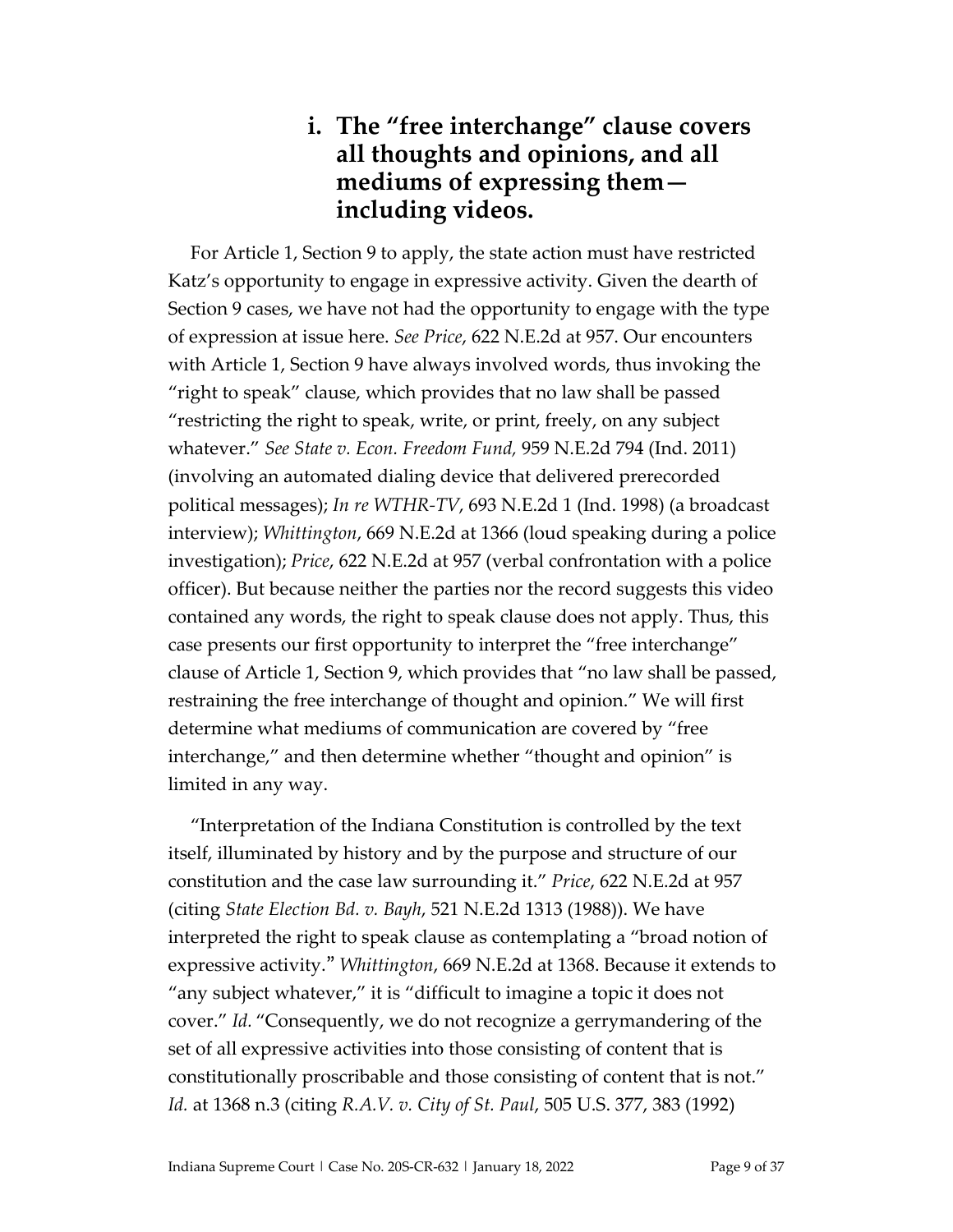### i. The "free interchange" clause covers all thoughts and opinions, and all mediums of expressing them—including videos.

For Article 1, Section 9 to apply, the state action must have restricted Katz's opportunity to engage in expressive activity. Given the dearth of Section 9 cases, we have not had the opportunity to engage with the type of expression at issue here. *See Price*, 622 N.E.2d at 957. Our encounters with Article 1, Section 9 have always involved words, thus invoking the "right to speak" clause, which provides that no law shall be passed "restricting the right to speak, write, or print, freely, on any subject whatever." *See State v. Econ. Freedom Fund,* 959 N.E.2d 794 (Ind. 2011) (involving an automated dialing device that delivered prerecorded political messages); *In re WTHR-TV*, 693 N.E.2d 1 (Ind. 1998) (a broadcast interview); *Whittington*, 669 N.E.2d at 1366 (loud speaking during a police investigation); *Price*, 622 N.E.2d at 957 (verbal confrontation with a police officer). But because neither the parties nor the record suggests this video contained any words, the right to speak clause does not apply. Thus, this case presents our first opportunity to interpret the "free interchange" clause of Article 1, Section 9, which provides that "no law shall be passed, restraining the free interchange of thought and opinion." We will first determine what mediums of communication are covered by "free interchange," and then determine whether "thought and opinion" is limited in any way.

"Interpretation of the Indiana Constitution is controlled by the text itself, illuminated by history and by the purpose and structure of our constitution and the case law surrounding it." *Price*, 622 N.E.2d at 957 (citing *State Election Bd. v. Bayh*, 521 N.E.2d 1313 (1988)). We have interpreted the right to speak clause as contemplating a "broad notion of expressive activity." *Whittington*, 669 N.E.2d at 1368. Because it extends to "any subject whatever," it is "difficult to imagine a topic it does not cover." *Id.* "Consequently, we do not recognize a gerrymandering of the set of all expressive activities into those consisting of content that is constitutionally proscribable and those consisting of content that is not." *Id.* at 1368 n.3 (citing *R.A.V. v. City of St. Paul*, 505 U.S. 377, 383 (1992)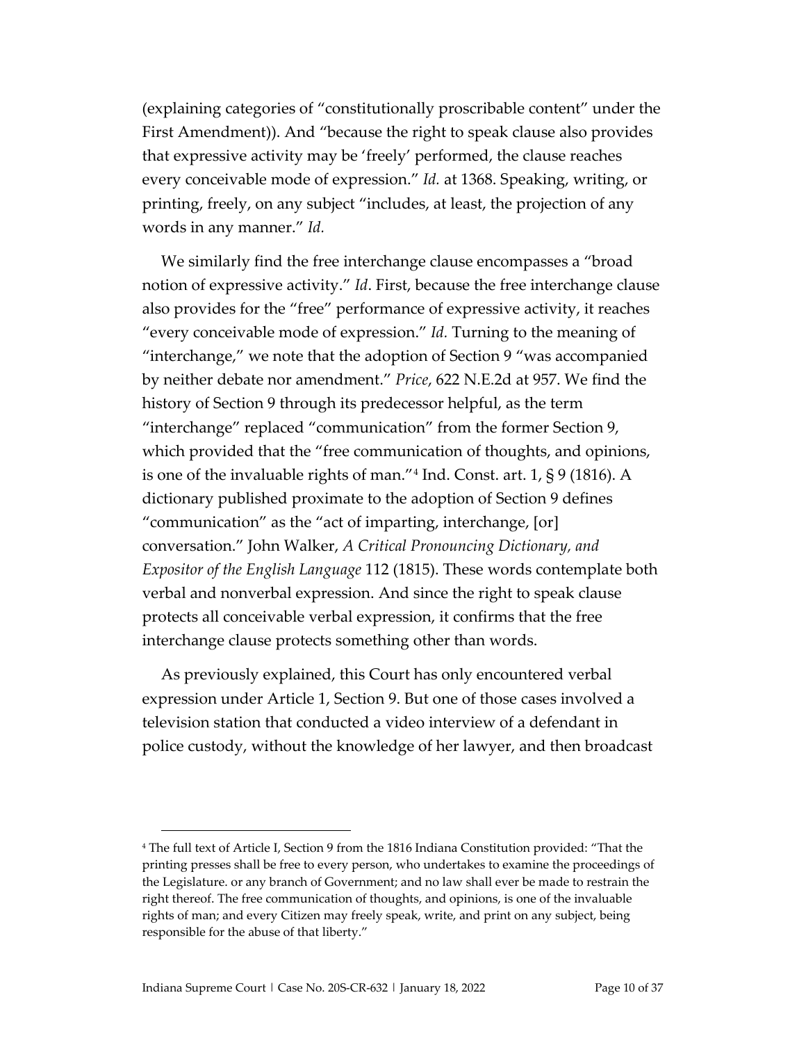(explaining categories of "constitutionally proscribable content" under the First Amendment)). And "because the right to speak clause also provides that expressive activity may be 'freely' performed, the clause reaches every conceivable mode of expression." *Id.* at 1368. Speaking, writing, or printing, freely, on any subject "includes, at least, the projection of any words in any manner." *Id.*

We similarly find the free interchange clause encompasses a "broad notion of expressive activity." *Id*. First, because the free interchange clause also provides for the "free" performance of expressive activity, it reaches "every conceivable mode of expression." *Id.* Turning to the meaning of "interchange," we note that the adoption of Section 9 "was accompanied by neither debate nor amendment." *Price*, 622 N.E.2d at 957. We find the history of Section 9 through its predecessor helpful, as the term "interchange" replaced "communication" from the former Section 9, which provided that the "free communication of thoughts, and opinions, is one of the invaluable rights of man."[4] Ind. Const. art. 1, § 9 (1816). A dictionary published proximate to the adoption of Section 9 defines "communication" as the "act of imparting, interchange, [or] conversation." John Walker, *A Critical Pronouncing Dictionary, and Expositor of the English Language* 112 (1815). These words contemplate both verbal and nonverbal expression. And since the right to speak clause protects all conceivable verbal expression, it confirms that the free interchange clause protects something other than words.

As previously explained, this Court has only encountered verbal expression under Article 1, Section 9. But one of those cases involved a television station that conducted a video interview of a defendant in police custody, without the knowledge of her lawyer, and then broadcast

---

[4] The full text of Article I, Section 9 from the 1816 Indiana Constitution provided: "That the printing presses shall be free to every person, who undertakes to examine the proceedings of the Legislature. or any branch of Government; and no law shall ever be made to restrain the right thereof. The free communication of thoughts, and opinions, is one of the invaluable rights of man; and every Citizen may freely speak, write, and print on any subject, being responsible for the abuse of that liberty."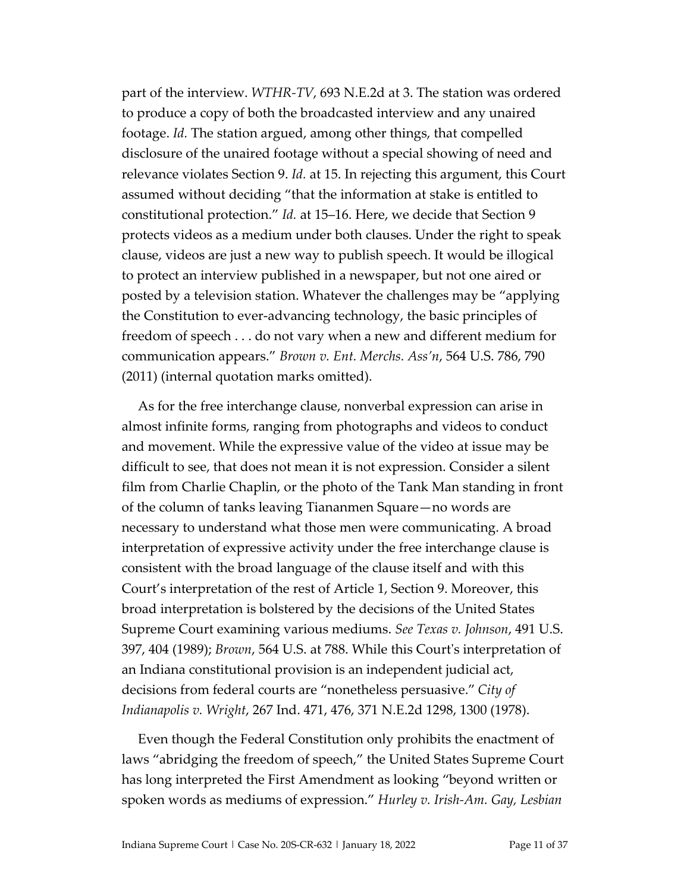part of the interview. *WTHR-TV*, 693 N.E.2d at 3. The station was ordered to produce a copy of both the broadcasted interview and any unaired footage. *Id*. The station argued, among other things, that compelled disclosure of the unaired footage without a special showing of need and relevance violates Section 9. *Id.* at 15. In rejecting this argument, this Court assumed without deciding "that the information at stake is entitled to constitutional protection." *Id.* at 15–16. Here, we decide that Section 9 protects videos as a medium under both clauses. Under the right to speak clause, videos are just a new way to publish speech. It would be illogical to protect an interview published in a newspaper, but not one aired or posted by a television station. Whatever the challenges may be "applying the Constitution to ever-advancing technology, the basic principles of freedom of speech . . . do not vary when a new and different medium for communication appears." *Brown v. Ent. Merchs. Ass'n*, 564 U.S. 786, 790 (2011) (internal quotation marks omitted).

As for the free interchange clause, nonverbal expression can arise in almost infinite forms, ranging from photographs and videos to conduct and movement. While the expressive value of the video at issue may be difficult to see, that does not mean it is not expression. Consider a silent film from Charlie Chaplin, or the photo of the Tank Man standing in front of the column of tanks leaving Tiananmen Square—no words are necessary to understand what those men were communicating. A broad interpretation of expressive activity under the free interchange clause is consistent with the broad language of the clause itself and with this Court's interpretation of the rest of Article 1, Section 9. Moreover, this broad interpretation is bolstered by the decisions of the United States Supreme Court examining various mediums. *See Texas v. Johnson*, 491 U.S. 397, 404 (1989); *Brown*, 564 U.S. at 788. While this Court's interpretation of an Indiana constitutional provision is an independent judicial act, decisions from federal courts are "nonetheless persuasive." *City of Indianapolis v. Wright*, 267 Ind. 471, 476, 371 N.E.2d 1298, 1300 (1978).

Even though the Federal Constitution only prohibits the enactment of laws "abridging the freedom of speech," the United States Supreme Court has long interpreted the First Amendment as looking "beyond written or spoken words as mediums of expression." *Hurley v. Irish-Am. Gay, Lesbian*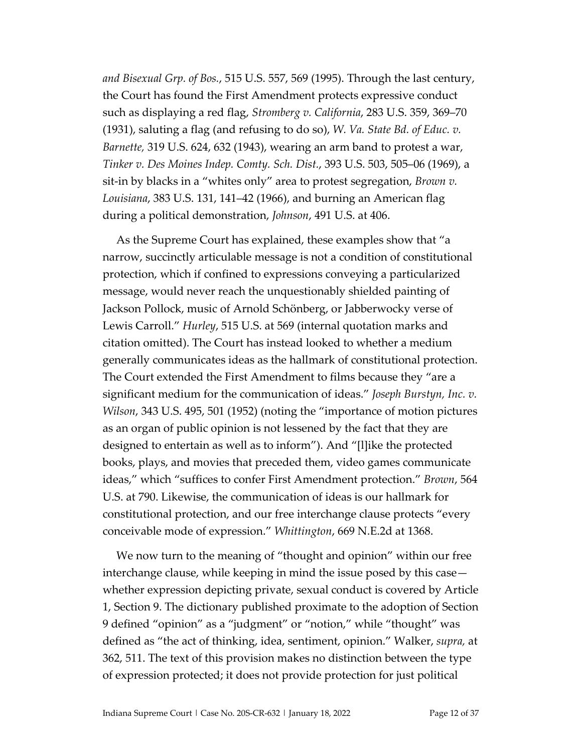*and Bisexual Grp. of Bos.*, 515 U.S. 557, 569 (1995). Through the last century, the Court has found the First Amendment protects expressive conduct such as displaying a red flag, *Stromberg v. California*, 283 U.S. 359, 369–70 (1931), saluting a flag (and refusing to do so), *W. Va. State Bd. of Educ. v. Barnette,* 319 U.S. 624, 632 (1943), wearing an arm band to protest a war, *Tinker v. Des Moines Indep. Comty. Sch. Dist.*, 393 U.S. 503, 505–06 (1969), a sit-in by blacks in a "whites only" area to protest segregation, *Brown v. Louisiana*, 383 U.S. 131, 141–42 (1966), and burning an American flag during a political demonstration, *Johnson*, 491 U.S. at 406.

As the Supreme Court has explained, these examples show that "a narrow, succinctly articulable message is not a condition of constitutional protection, which if confined to expressions conveying a particularized message, would never reach the unquestionably shielded painting of Jackson Pollock, music of Arnold Schönberg, or Jabberwocky verse of Lewis Carroll." *Hurley*, 515 U.S. at 569 (internal quotation marks and citation omitted). The Court has instead looked to whether a medium generally communicates ideas as the hallmark of constitutional protection. The Court extended the First Amendment to films because they "are a significant medium for the communication of ideas." *Joseph Burstyn, Inc. v. Wilson*, 343 U.S. 495, 501 (1952) (noting the "importance of motion pictures as an organ of public opinion is not lessened by the fact that they are designed to entertain as well as to inform"). And "[l]ike the protected books, plays, and movies that preceded them, video games communicate ideas," which "suffices to confer First Amendment protection." *Brown*, 564 U.S. at 790. Likewise, the communication of ideas is our hallmark for constitutional protection, and our free interchange clause protects "every conceivable mode of expression." *Whittington*, 669 N.E.2d at 1368.

We now turn to the meaning of "thought and opinion" within our free interchange clause, while keeping in mind the issue posed by this case—whether expression depicting private, sexual conduct is covered by Article 1, Section 9. The dictionary published proximate to the adoption of Section 9 defined "opinion" as a "judgment" or "notion," while "thought" was defined as "the act of thinking, idea, sentiment, opinion." Walker, *supra,* at 362, 511. The text of this provision makes no distinction between the type of expression protected; it does not provide protection for just political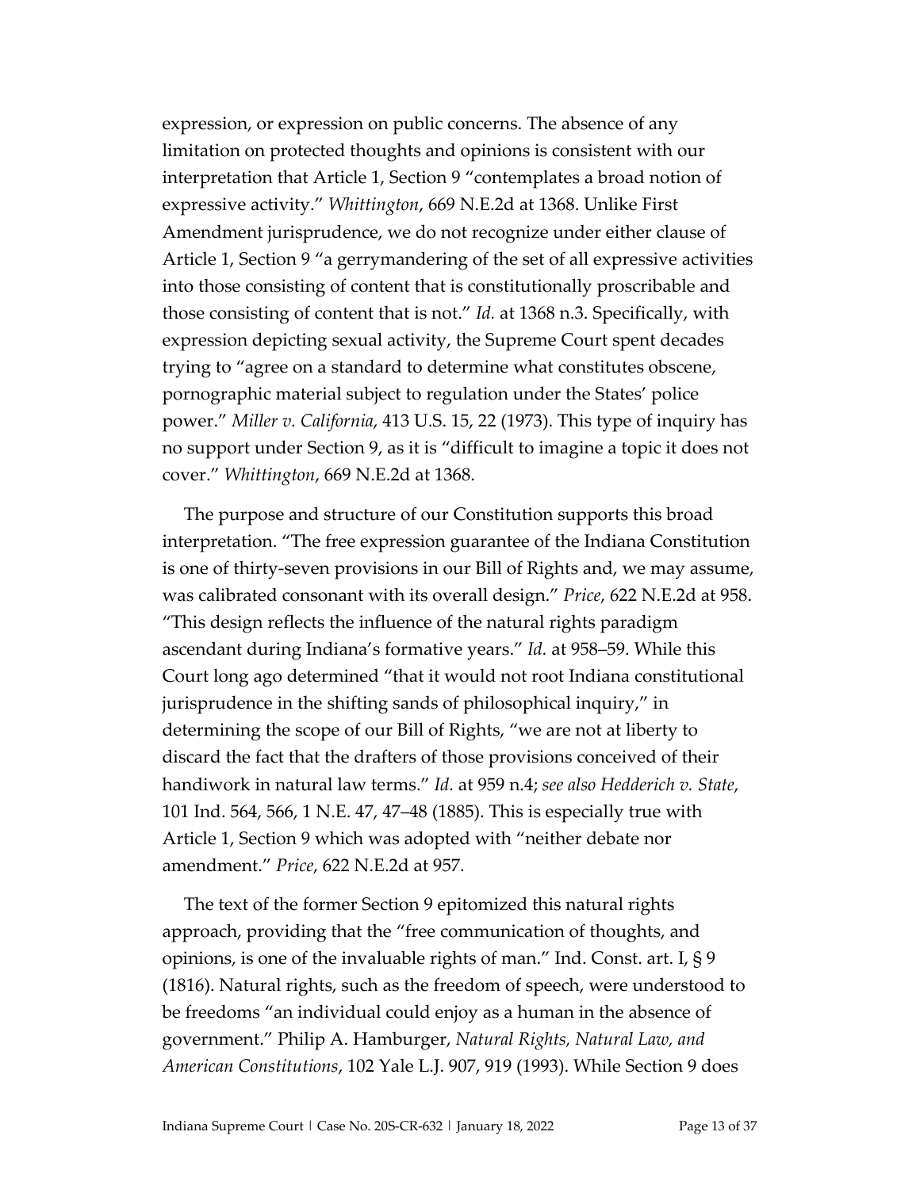expression, or expression on public concerns. The absence of any limitation on protected thoughts and opinions is consistent with our interpretation that Article 1, Section 9 "contemplates a broad notion of expressive activity." *Whittington*, 669 N.E.2d at 1368. Unlike First Amendment jurisprudence, we do not recognize under either clause of Article 1, Section 9 "a gerrymandering of the set of all expressive activities into those consisting of content that is constitutionally proscribable and those consisting of content that is not." *Id.* at 1368 n.3. Specifically, with expression depicting sexual activity, the Supreme Court spent decades trying to "agree on a standard to determine what constitutes obscene, pornographic material subject to regulation under the States' police power." *Miller v. California*, 413 U.S. 15, 22 (1973). This type of inquiry has no support under Section 9, as it is "difficult to imagine a topic it does not cover." *Whittington*, 669 N.E.2d at 1368.

The purpose and structure of our Constitution supports this broad interpretation. "The free expression guarantee of the Indiana Constitution is one of thirty-seven provisions in our Bill of Rights and, we may assume, was calibrated consonant with its overall design." *Price*, 622 N.E.2d at 958. "This design reflects the influence of the natural rights paradigm ascendant during Indiana's formative years." *Id.* at 958–59. While this Court long ago determined "that it would not root Indiana constitutional jurisprudence in the shifting sands of philosophical inquiry," in determining the scope of our Bill of Rights, "we are not at liberty to discard the fact that the drafters of those provisions conceived of their handiwork in natural law terms." *Id.* at 959 n.4; *see also Hedderich v. State*, 101 Ind. 564, 566, 1 N.E. 47, 47–48 (1885). This is especially true with Article 1, Section 9 which was adopted with "neither debate nor amendment." *Price*, 622 N.E.2d at 957.

The text of the former Section 9 epitomized this natural rights approach, providing that the "free communication of thoughts, and opinions, is one of the invaluable rights of man." Ind. Const. art. I, § 9 (1816). Natural rights, such as the freedom of speech, were understood to be freedoms "an individual could enjoy as a human in the absence of government." Philip A. Hamburger, *Natural Rights, Natural Law, and American Constitutions*, 102 Yale L.J. 907, 919 (1993). While Section 9 does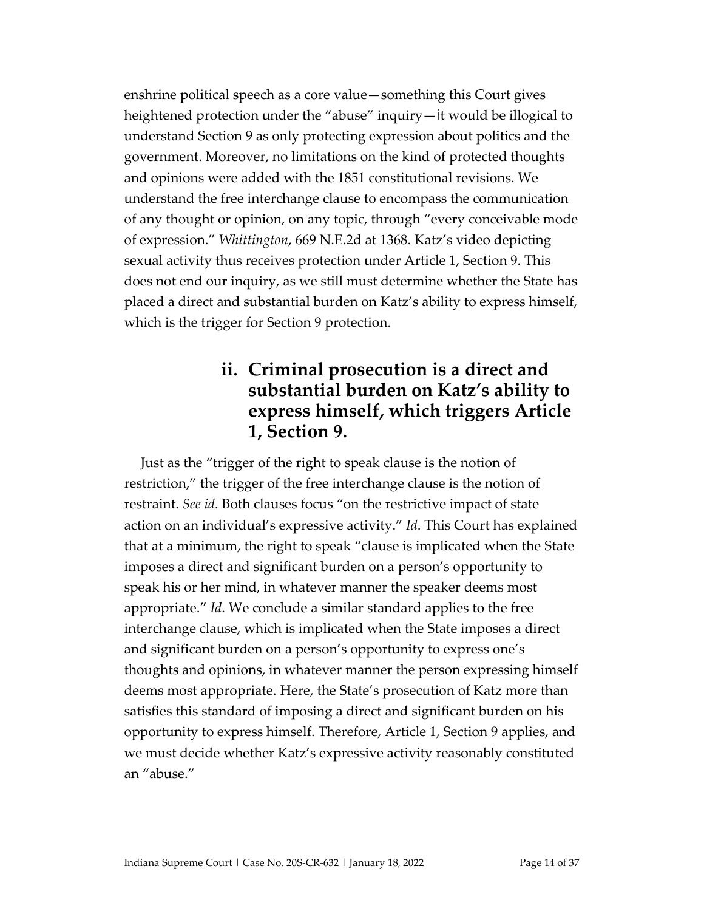enshrine political speech as a core value—something this Court gives heightened protection under the "abuse" inquiry—it would be illogical to understand Section 9 as only protecting expression about politics and the government. Moreover, no limitations on the kind of protected thoughts and opinions were added with the 1851 constitutional revisions. We understand the free interchange clause to encompass the communication of any thought or opinion, on any topic, through "every conceivable mode of expression." *Whittington*, 669 N.E.2d at 1368. Katz's video depicting sexual activity thus receives protection under Article 1, Section 9. This does not end our inquiry, as we still must determine whether the State has placed a direct and substantial burden on Katz's ability to express himself, which is the trigger for Section 9 protection.

### ii. Criminal prosecution is a direct and substantial burden on Katz's ability to express himself, which triggers Article 1, Section 9.

Just as the "trigger of the right to speak clause is the notion of restriction," the trigger of the free interchange clause is the notion of restraint. *See id.* Both clauses focus "on the restrictive impact of state action on an individual's expressive activity." *Id*. This Court has explained that at a minimum, the right to speak "clause is implicated when the State imposes a direct and significant burden on a person's opportunity to speak his or her mind, in whatever manner the speaker deems most appropriate." *Id*. We conclude a similar standard applies to the free interchange clause, which is implicated when the State imposes a direct and significant burden on a person's opportunity to express one's thoughts and opinions, in whatever manner the person expressing himself deems most appropriate. Here, the State's prosecution of Katz more than satisfies this standard of imposing a direct and significant burden on his opportunity to express himself. Therefore, Article 1, Section 9 applies, and we must decide whether Katz's expressive activity reasonably constituted an "abuse."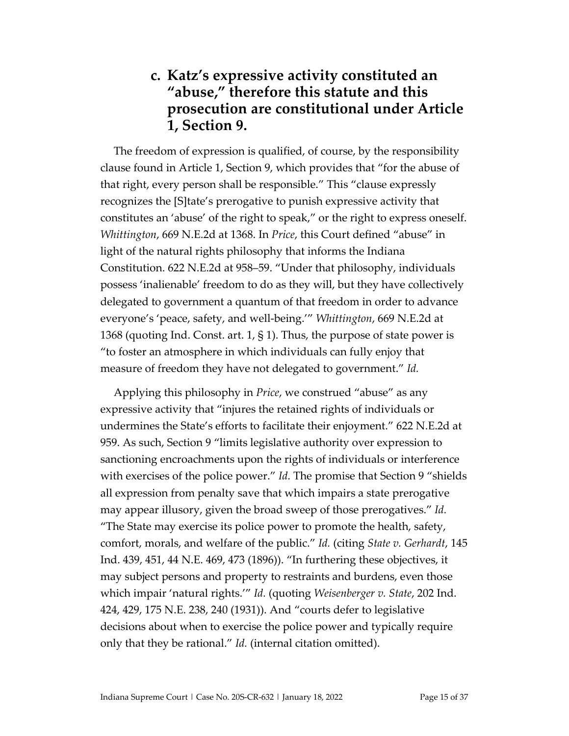### c. Katz's expressive activity constituted an "abuse," therefore this statute and this prosecution are constitutional under Article 1, Section 9.

The freedom of expression is qualified, of course, by the responsibility clause found in Article 1, Section 9, which provides that "for the abuse of that right, every person shall be responsible." This "clause expressly recognizes the [S]tate's prerogative to punish expressive activity that constitutes an 'abuse' of the right to speak," or the right to express oneself. *Whittington*, 669 N.E.2d at 1368. In *Price*, this Court defined "abuse" in light of the natural rights philosophy that informs the Indiana Constitution. 622 N.E.2d at 958–59. "Under that philosophy, individuals possess 'inalienable' freedom to do as they will, but they have collectively delegated to government a quantum of that freedom in order to advance everyone's 'peace, safety, and well-being.'" *Whittington*, 669 N.E.2d at 1368 (quoting Ind. Const. art. 1, § 1). Thus, the purpose of state power is "to foster an atmosphere in which individuals can fully enjoy that measure of freedom they have not delegated to government." *Id.*

Applying this philosophy in *Price*, we construed "abuse" as any expressive activity that "injures the retained rights of individuals or undermines the State's efforts to facilitate their enjoyment." 622 N.E.2d at 959. As such, Section 9 "limits legislative authority over expression to sanctioning encroachments upon the rights of individuals or interference with exercises of the police power." *Id.* The promise that Section 9 "shields all expression from penalty save that which impairs a state prerogative may appear illusory, given the broad sweep of those prerogatives." *Id.* "The State may exercise its police power to promote the health, safety, comfort, morals, and welfare of the public." *Id.* (citing *State v. Gerhardt*, 145 Ind. 439, 451, 44 N.E. 469, 473 (1896)). "In furthering these objectives, it may subject persons and property to restraints and burdens, even those which impair 'natural rights.'" *Id.* (quoting *Weisenberger v. State*, 202 Ind. 424, 429, 175 N.E. 238, 240 (1931)). And "courts defer to legislative decisions about when to exercise the police power and typically require only that they be rational." *Id.* (internal citation omitted).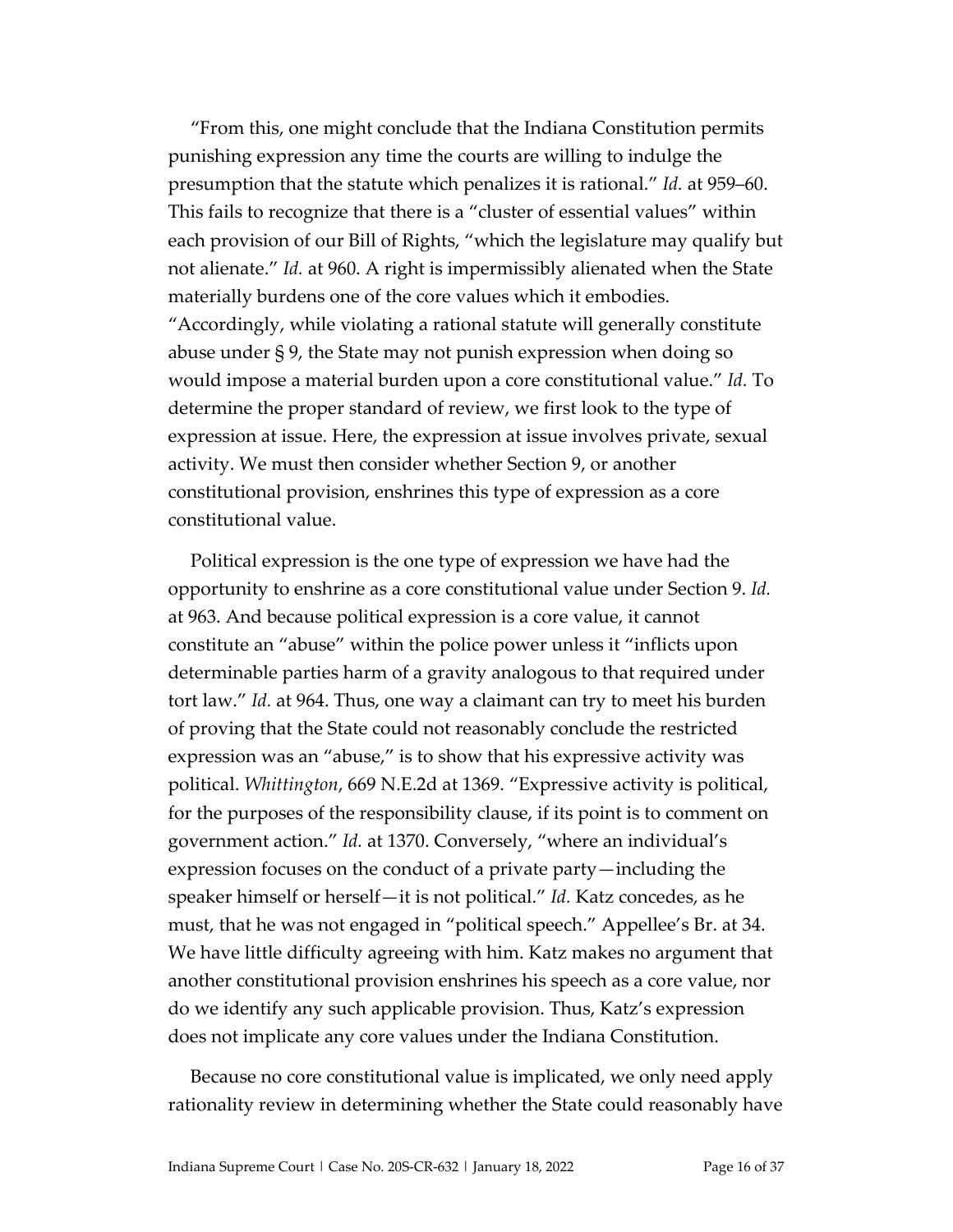"From this, one might conclude that the Indiana Constitution permits punishing expression any time the courts are willing to indulge the presumption that the statute which penalizes it is rational." *Id.* at 959–60. This fails to recognize that there is a "cluster of essential values" within each provision of our Bill of Rights, "which the legislature may qualify but not alienate." *Id.* at 960. A right is impermissibly alienated when the State materially burdens one of the core values which it embodies. "Accordingly, while violating a rational statute will generally constitute abuse under § 9, the State may not punish expression when doing so would impose a material burden upon a core constitutional value." *Id.* To determine the proper standard of review, we first look to the type of expression at issue. Here, the expression at issue involves private, sexual activity. We must then consider whether Section 9, or another constitutional provision, enshrines this type of expression as a core constitutional value.

Political expression is the one type of expression we have had the opportunity to enshrine as a core constitutional value under Section 9. *Id.* at 963. And because political expression is a core value, it cannot constitute an "abuse" within the police power unless it "inflicts upon determinable parties harm of a gravity analogous to that required under tort law." *Id.* at 964. Thus, one way a claimant can try to meet his burden of proving that the State could not reasonably conclude the restricted expression was an "abuse," is to show that his expressive activity was political. *Whittington*, 669 N.E.2d at 1369. "Expressive activity is political, for the purposes of the responsibility clause, if its point is to comment on government action." *Id.* at 1370. Conversely, "where an individual's expression focuses on the conduct of a private party—including the speaker himself or herself—it is not political." *Id.* Katz concedes, as he must, that he was not engaged in "political speech." Appellee's Br. at 34. We have little difficulty agreeing with him. Katz makes no argument that another constitutional provision enshrines his speech as a core value, nor do we identify any such applicable provision. Thus, Katz's expression does not implicate any core values under the Indiana Constitution.

Because no core constitutional value is implicated, we only need apply rationality review in determining whether the State could reasonably have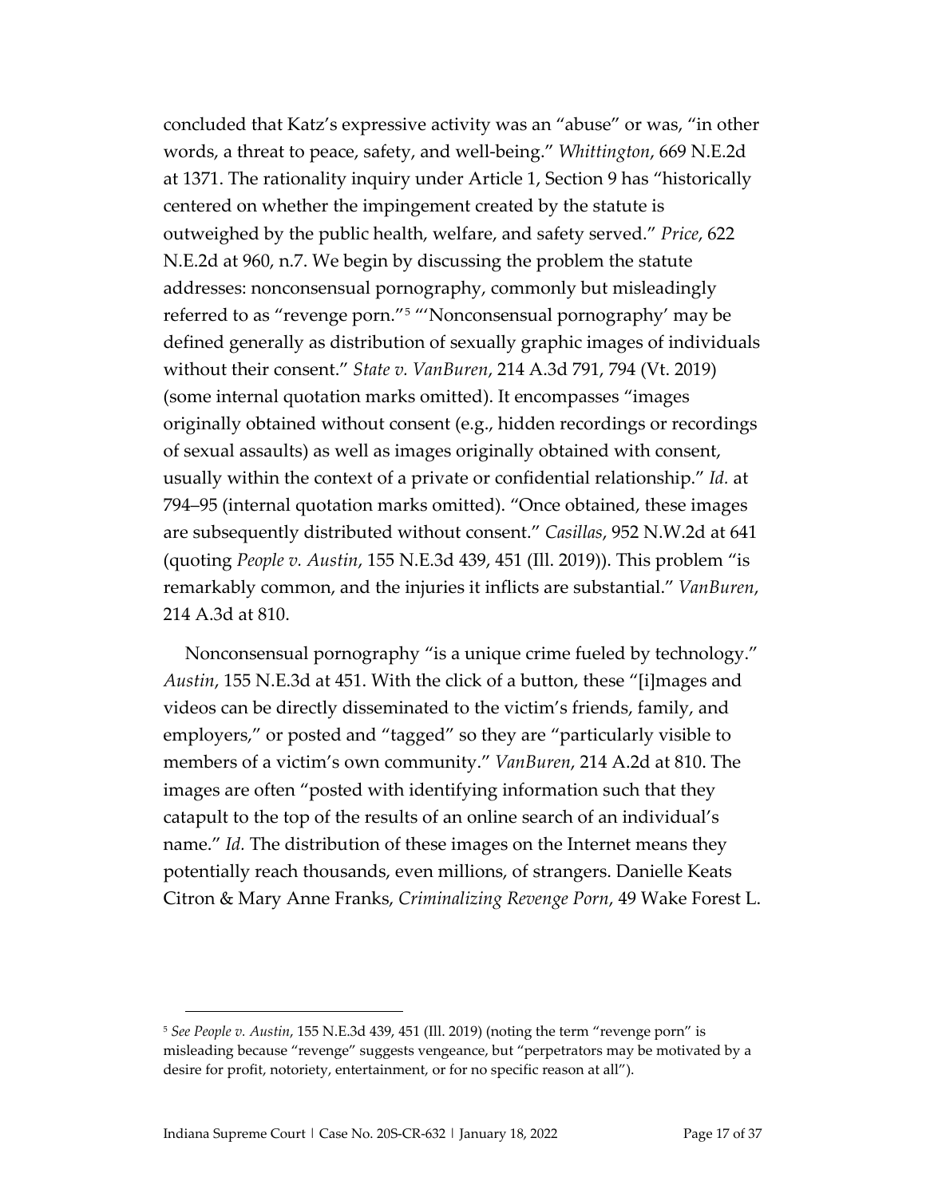concluded that Katz's expressive activity was an "abuse" or was, "in other words, a threat to peace, safety, and well-being." *Whittington*, 669 N.E.2d at 1371. The rationality inquiry under Article 1, Section 9 has "historically centered on whether the impingement created by the statute is outweighed by the public health, welfare, and safety served." *Price*, 622 N.E.2d at 960, n.7. We begin by discussing the problem the statute addresses: nonconsensual pornography, commonly but misleadingly referred to as "revenge porn."[5] "'Nonconsensual pornography' may be defined generally as distribution of sexually graphic images of individuals without their consent." *State v. VanBuren*, 214 A.3d 791, 794 (Vt. 2019) (some internal quotation marks omitted). It encompasses "images originally obtained without consent (e.g., hidden recordings or recordings of sexual assaults) as well as images originally obtained with consent, usually within the context of a private or confidential relationship." *Id.* at 794–95 (internal quotation marks omitted). "Once obtained, these images are subsequently distributed without consent." *Casillas*, 952 N.W.2d at 641 (quoting *People v. Austin*, 155 N.E.3d 439, 451 (Ill. 2019)). This problem "is remarkably common, and the injuries it inflicts are substantial." *VanBuren*, 214 A.3d at 810.

Nonconsensual pornography "is a unique crime fueled by technology." *Austin*, 155 N.E.3d at 451. With the click of a button, these "[i]mages and videos can be directly disseminated to the victim's friends, family, and employers," or posted and "tagged" so they are "particularly visible to members of a victim's own community." *VanBuren*, 214 A.2d at 810. The images are often "posted with identifying information such that they catapult to the top of the results of an online search of an individual's name." *Id.* The distribution of these images on the Internet means they potentially reach thousands, even millions, of strangers. Danielle Keats Citron & Mary Anne Franks, *Criminalizing Revenge Porn*, 49 Wake Forest L.

---

[5] *See People v. Austin*, 155 N.E.3d 439, 451 (Ill. 2019) (noting the term "revenge porn" is misleading because "revenge" suggests vengeance, but "perpetrators may be motivated by a desire for profit, notoriety, entertainment, or for no specific reason at all").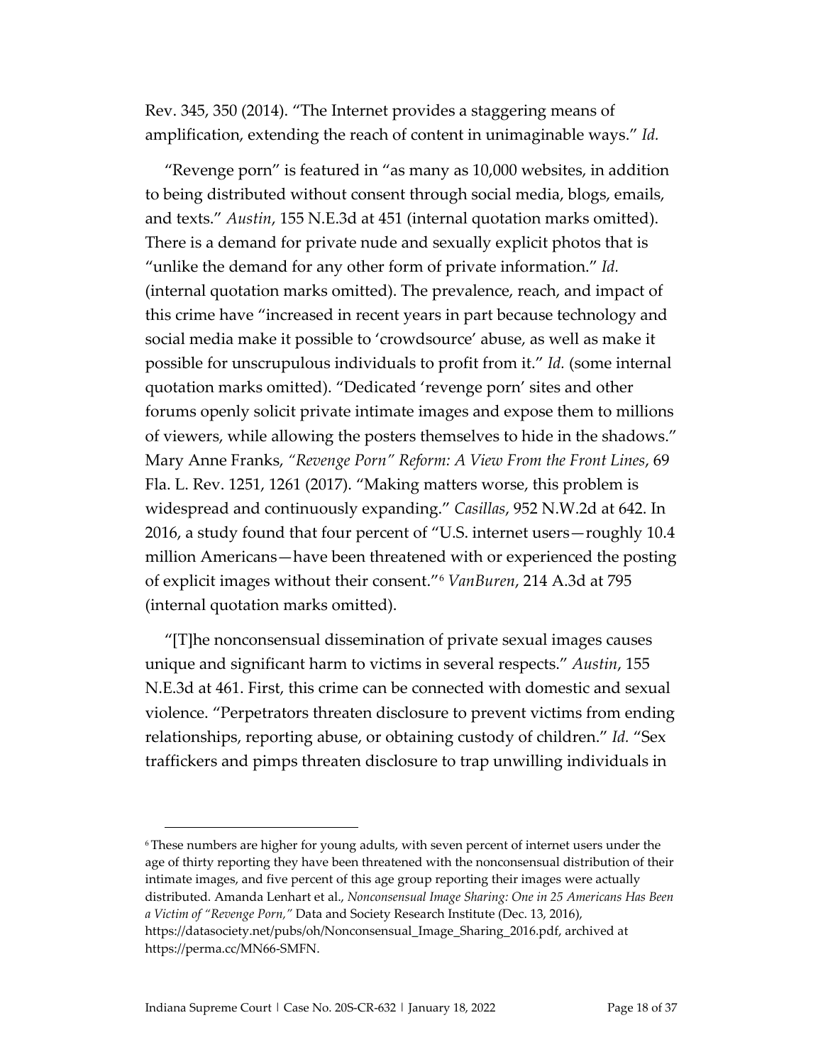Rev. 345, 350 (2014). "The Internet provides a staggering means of amplification, extending the reach of content in unimaginable ways." *Id.*

"Revenge porn" is featured in "as many as 10,000 websites, in addition to being distributed without consent through social media, blogs, emails, and texts." *Austin*, 155 N.E.3d at 451 (internal quotation marks omitted). There is a demand for private nude and sexually explicit photos that is "unlike the demand for any other form of private information." *Id.* (internal quotation marks omitted). The prevalence, reach, and impact of this crime have "increased in recent years in part because technology and social media make it possible to 'crowdsource' abuse, as well as make it possible for unscrupulous individuals to profit from it." *Id.* (some internal quotation marks omitted). "Dedicated 'revenge porn' sites and other forums openly solicit private intimate images and expose them to millions of viewers, while allowing the posters themselves to hide in the shadows." Mary Anne Franks, *"Revenge Porn" Reform: A View From the Front Lines*, 69 Fla. L. Rev. 1251, 1261 (2017). "Making matters worse, this problem is widespread and continuously expanding." *Casillas*, 952 N.W.2d at 642. In 2016, a study found that four percent of "U.S. internet users—roughly 10.4 million Americans—have been threatened with or experienced the posting of explicit images without their consent."[6] *VanBuren*, 214 A.3d at 795 (internal quotation marks omitted).

"[T]he nonconsensual dissemination of private sexual images causes unique and significant harm to victims in several respects." *Austin*, 155 N.E.3d at 461. First, this crime can be connected with domestic and sexual violence. "Perpetrators threaten disclosure to prevent victims from ending relationships, reporting abuse, or obtaining custody of children." *Id.* "Sex traffickers and pimps threaten disclosure to trap unwilling individuals in

---

[6] These numbers are higher for young adults, with seven percent of internet users under the age of thirty reporting they have been threatened with the nonconsensual distribution of their intimate images, and five percent of this age group reporting their images were actually distributed. Amanda Lenhart et al., *Nonconsensual Image Sharing: One in 25 Americans Has Been a Victim of "Revenge Porn,"* Data and Society Research Institute (Dec. 13, 2016), https://datasociety.net/pubs/oh/Nonconsensual_Image_Sharing_2016.pdf, archived at https://perma.cc/MN66-SMFN.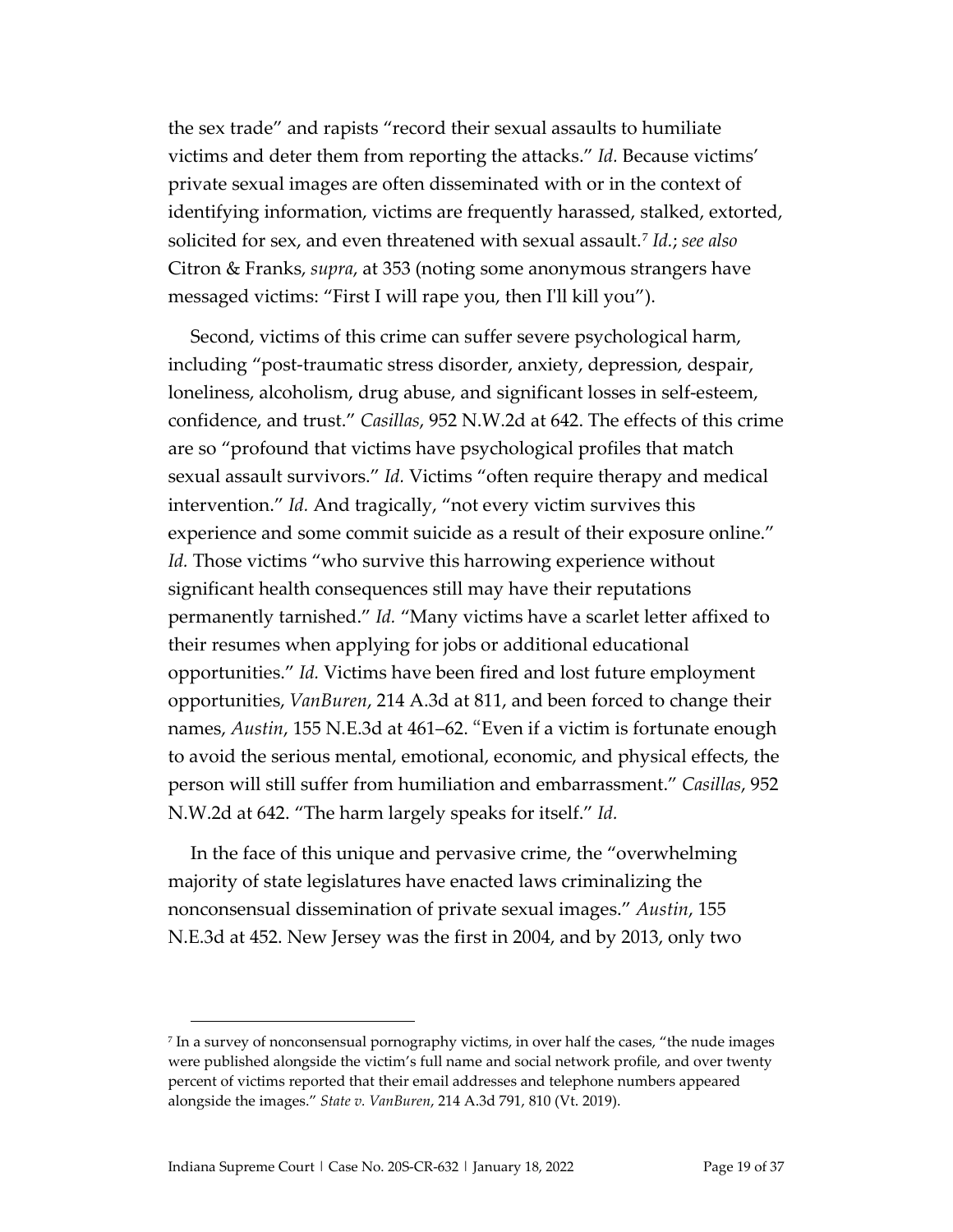the sex trade" and rapists "record their sexual assaults to humiliate victims and deter them from reporting the attacks." *Id.* Because victims' private sexual images are often disseminated with or in the context of identifying information, victims are frequently harassed, stalked, extorted, solicited for sex, and even threatened with sexual assault.[7] *Id.*; *see also* Citron & Franks, *supra*, at 353 (noting some anonymous strangers have messaged victims: "First I will rape you, then I'll kill you").

Second, victims of this crime can suffer severe psychological harm, including "post-traumatic stress disorder, anxiety, depression, despair, loneliness, alcoholism, drug abuse, and significant losses in self-esteem, confidence, and trust." *Casillas*, 952 N.W.2d at 642. The effects of this crime are so "profound that victims have psychological profiles that match sexual assault survivors." *Id.* Victims "often require therapy and medical intervention." *Id.* And tragically, "not every victim survives this experience and some commit suicide as a result of their exposure online." *Id.* Those victims "who survive this harrowing experience without significant health consequences still may have their reputations permanently tarnished." *Id.* "Many victims have a scarlet letter affixed to their resumes when applying for jobs or additional educational opportunities." *Id.* Victims have been fired and lost future employment opportunities, *VanBuren*, 214 A.3d at 811, and been forced to change their names, *Austin*, 155 N.E.3d at 461–62. "Even if a victim is fortunate enough to avoid the serious mental, emotional, economic, and physical effects, the person will still suffer from humiliation and embarrassment." *Casillas*, 952 N.W.2d at 642. "The harm largely speaks for itself." *Id.*

In the face of this unique and pervasive crime, the "overwhelming majority of state legislatures have enacted laws criminalizing the nonconsensual dissemination of private sexual images." *Austin*, 155 N.E.3d at 452. New Jersey was the first in 2004, and by 2013, only two

---

[7] In a survey of nonconsensual pornography victims, in over half the cases, "the nude images were published alongside the victim's full name and social network profile, and over twenty percent of victims reported that their email addresses and telephone numbers appeared alongside the images." *State v. VanBuren*, 214 A.3d 791, 810 (Vt. 2019).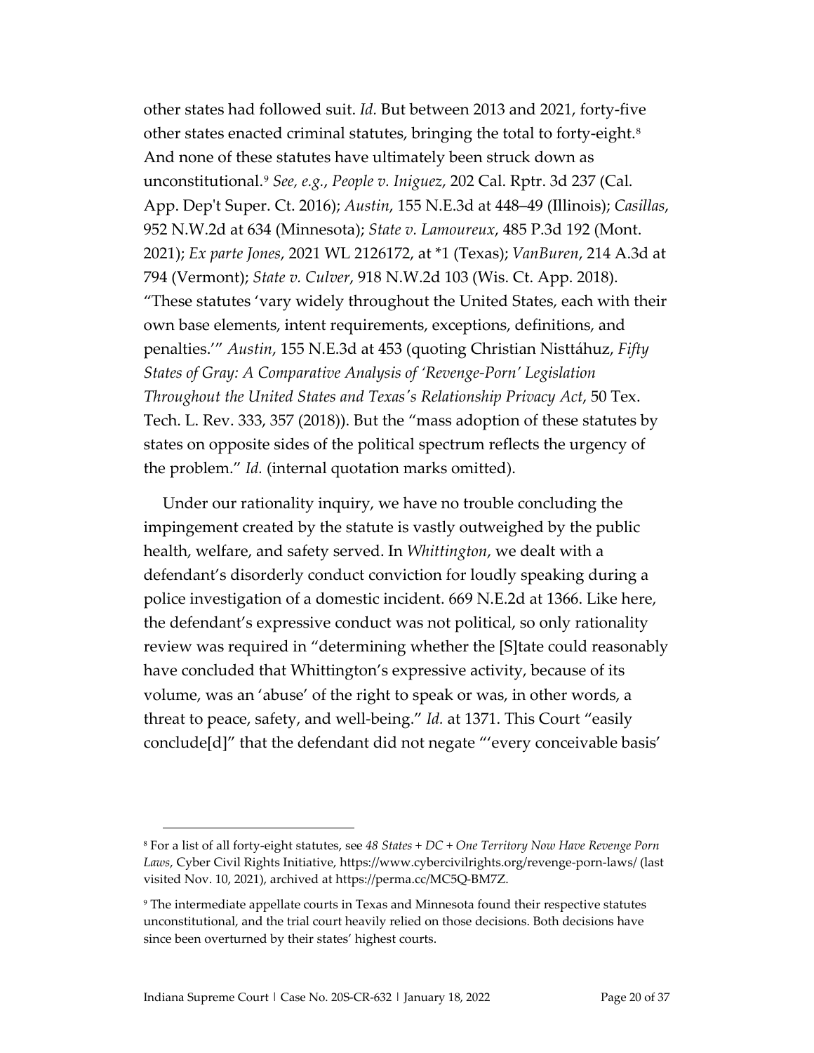other states had followed suit. *Id.* But between 2013 and 2021, forty-five other states enacted criminal statutes, bringing the total to forty-eight.[8] And none of these statutes have ultimately been struck down as unconstitutional.[9] *See, e.g.*, *People v. Iniguez*, 202 Cal. Rptr. 3d 237 (Cal. App. Dep't Super. Ct. 2016); *Austin*, 155 N.E.3d at 448–49 (Illinois); *Casillas*, 952 N.W.2d at 634 (Minnesota); *State v. Lamoureux*, 485 P.3d 192 (Mont. 2021); *Ex parte Jones*, 2021 WL 2126172, at *1 (Texas); *VanBuren*, 214 A.3d at 794 (Vermont); *State v. Culver*, 918 N.W.2d 103 (Wis. Ct. App. 2018). "These statutes 'vary widely throughout the United States, each with their own base elements, intent requirements, exceptions, definitions, and penalties.'" *Austin*, 155 N.E.3d at 453 (quoting Christian Nisttáhuz, *Fifty States of Gray: A Comparative Analysis of 'Revenge-Porn' Legislation Throughout the United States and Texas's Relationship Privacy Act*, 50 Tex. Tech. L. Rev. 333, 357 (2018)). But the "mass adoption of these statutes by states on opposite sides of the political spectrum reflects the urgency of the problem." *Id.* (internal quotation marks omitted).

Under our rationality inquiry, we have no trouble concluding the impingement created by the statute is vastly outweighed by the public health, welfare, and safety served. In *Whittington*, we dealt with a defendant's disorderly conduct conviction for loudly speaking during a police investigation of a domestic incident. 669 N.E.2d at 1366. Like here, the defendant's expressive conduct was not political, so only rationality review was required in "determining whether the [S]tate could reasonably have concluded that Whittington's expressive activity, because of its volume, was an 'abuse' of the right to speak or was, in other words, a threat to peace, safety, and well-being." *Id.* at 1371. This Court "easily conclude[d]" that the defendant did not negate "'every conceivable basis'

---

[8] For a list of all forty-eight statutes, see *48 States + DC + One Territory Now Have Revenge Porn Laws*, Cyber Civil Rights Initiative, https://www.cybercivilrights.org/revenge-porn-laws/ (last visited Nov. 10, 2021), archived at https://perma.cc/MC5Q-BM7Z.

[9] The intermediate appellate courts in Texas and Minnesota found their respective statutes unconstitutional, and the trial court heavily relied on those decisions. Both decisions have since been overturned by their states' highest courts.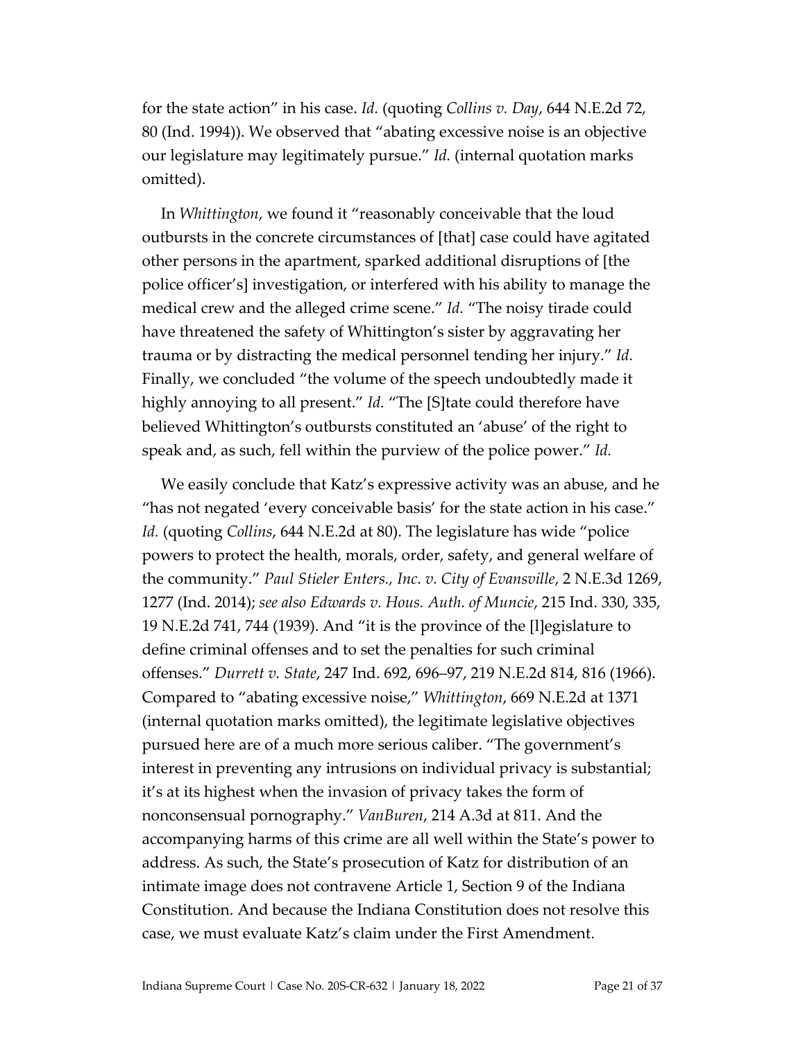for the state action" in his case. *Id.* (quoting *Collins v. Day*, 644 N.E.2d 72, 80 (Ind. 1994)). We observed that "abating excessive noise is an objective our legislature may legitimately pursue." *Id.* (internal quotation marks omitted).

In *Whittington*, we found it "reasonably conceivable that the loud outbursts in the concrete circumstances of [that] case could have agitated other persons in the apartment, sparked additional disruptions of [the police officer's] investigation, or interfered with his ability to manage the medical crew and the alleged crime scene." *Id.* "The noisy tirade could have threatened the safety of Whittington's sister by aggravating her trauma or by distracting the medical personnel tending her injury." *Id.* Finally, we concluded "the volume of the speech undoubtedly made it highly annoying to all present." *Id.* "The [S]tate could therefore have believed Whittington's outbursts constituted an 'abuse' of the right to speak and, as such, fell within the purview of the police power." *Id.*

We easily conclude that Katz's expressive activity was an abuse, and he "has not negated 'every conceivable basis' for the state action in his case." *Id.* (quoting *Collins*, 644 N.E.2d at 80). The legislature has wide "police powers to protect the health, morals, order, safety, and general welfare of the community." *Paul Stieler Enters., Inc. v. City of Evansville*, 2 N.E.3d 1269, 1277 (Ind. 2014); *see also Edwards v. Hous. Auth. of Muncie*, 215 Ind. 330, 335, 19 N.E.2d 741, 744 (1939). And "it is the province of the [l]egislature to define criminal offenses and to set the penalties for such criminal offenses." *Durrett v. State*, 247 Ind. 692, 696–97, 219 N.E.2d 814, 816 (1966). Compared to "abating excessive noise," *Whittington*, 669 N.E.2d at 1371 (internal quotation marks omitted), the legitimate legislative objectives pursued here are of a much more serious caliber. "The government's interest in preventing any intrusions on individual privacy is substantial; it's at its highest when the invasion of privacy takes the form of nonconsensual pornography." *VanBuren*, 214 A.3d at 811. And the accompanying harms of this crime are all well within the State's power to address. As such, the State's prosecution of Katz for distribution of an intimate image does not contravene Article 1, Section 9 of the Indiana Constitution. And because the Indiana Constitution does not resolve this case, we must evaluate Katz's claim under the First Amendment.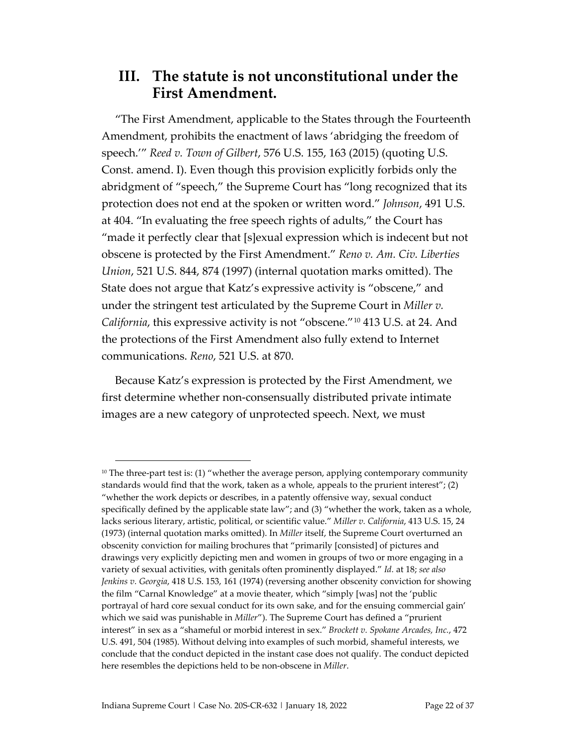## III. The statute is not unconstitutional under the First Amendment.

"The First Amendment, applicable to the States through the Fourteenth Amendment, prohibits the enactment of laws 'abridging the freedom of speech.'" *Reed v. Town of Gilbert*, 576 U.S. 155, 163 (2015) (quoting U.S. Const. amend. I). Even though this provision explicitly forbids only the abridgment of "speech," the Supreme Court has "long recognized that its protection does not end at the spoken or written word." *Johnson*, 491 U.S. at 404. "In evaluating the free speech rights of adults," the Court has "made it perfectly clear that [s]exual expression which is indecent but not obscene is protected by the First Amendment." *Reno v. Am. Civ. Liberties Union*, 521 U.S. 844, 874 (1997) (internal quotation marks omitted). The State does not argue that Katz's expressive activity is "obscene," and under the stringent test articulated by the Supreme Court in *Miller v. California*, this expressive activity is not "obscene."[10] 413 U.S. at 24. And the protections of the First Amendment also fully extend to Internet communications. *Reno*, 521 U.S. at 870.

Because Katz's expression is protected by the First Amendment, we first determine whether non-consensually distributed private intimate images are a new category of unprotected speech. Next, we must

---

[10] The three-part test is: (1) "whether the average person, applying contemporary community standards would find that the work, taken as a whole, appeals to the prurient interest"; (2) "whether the work depicts or describes, in a patently offensive way, sexual conduct specifically defined by the applicable state law"; and (3) "whether the work, taken as a whole, lacks serious literary, artistic, political, or scientific value." *Miller v. California*, 413 U.S. 15, 24 (1973) (internal quotation marks omitted). In *Miller* itself, the Supreme Court overturned an obscenity conviction for mailing brochures that "primarily [consisted] of pictures and drawings very explicitly depicting men and women in groups of two or more engaging in a variety of sexual activities, with genitals often prominently displayed." *Id.* at 18; *see also Jenkins v. Georgia*, 418 U.S. 153, 161 (1974) (reversing another obscenity conviction for showing the film "Carnal Knowledge" at a movie theater, which "simply [was] not the 'public portrayal of hard core sexual conduct for its own sake, and for the ensuing commercial gain' which we said was punishable in *Miller*"). The Supreme Court has defined a "prurient interest" in sex as a "shameful or morbid interest in sex." *Brockett v. Spokane Arcades, Inc.*, 472 U.S. 491, 504 (1985). Without delving into examples of such morbid, shameful interests, we conclude that the conduct depicted in the instant case does not qualify. The conduct depicted here resembles the depictions held to be non-obscene in *Miller*.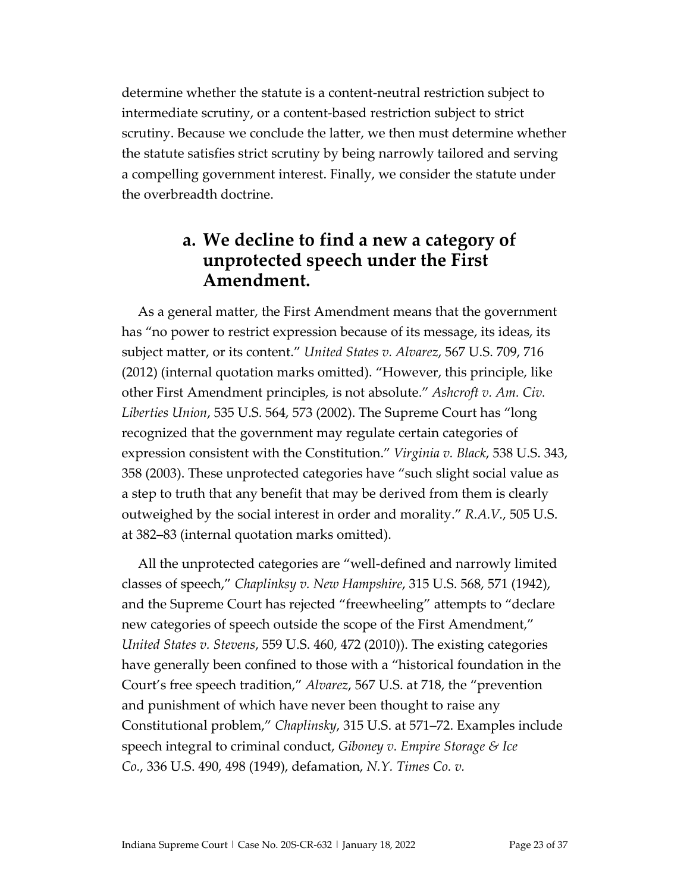determine whether the statute is a content-neutral restriction subject to intermediate scrutiny, or a content-based restriction subject to strict scrutiny. Because we conclude the latter, we then must determine whether the statute satisfies strict scrutiny by being narrowly tailored and serving a compelling government interest. Finally, we consider the statute under the overbreadth doctrine.

### a. We decline to find a new a category of unprotected speech under the First Amendment.

As a general matter, the First Amendment means that the government has "no power to restrict expression because of its message, its ideas, its subject matter, or its content." *United States v. Alvarez*, 567 U.S. 709, 716 (2012) (internal quotation marks omitted). "However, this principle, like other First Amendment principles, is not absolute." *Ashcroft v. Am. Civ. Liberties Union*, 535 U.S. 564, 573 (2002). The Supreme Court has "long recognized that the government may regulate certain categories of expression consistent with the Constitution." *Virginia v. Black*, 538 U.S. 343, 358 (2003). These unprotected categories have "such slight social value as a step to truth that any benefit that may be derived from them is clearly outweighed by the social interest in order and morality." *R.A.V.*, 505 U.S. at 382–83 (internal quotation marks omitted).

All the unprotected categories are "well-defined and narrowly limited classes of speech," *Chaplinksy v. New Hampshire*, 315 U.S. 568, 571 (1942), and the Supreme Court has rejected "freewheeling" attempts to "declare new categories of speech outside the scope of the First Amendment," *United States v. Stevens*, 559 U.S. 460, 472 (2010)). The existing categories have generally been confined to those with a "historical foundation in the Court's free speech tradition," *Alvarez*, 567 U.S. at 718, the "prevention and punishment of which have never been thought to raise any Constitutional problem," *Chaplinsky*, 315 U.S. at 571–72. Examples include speech integral to criminal conduct, *Giboney v. Empire Storage & Ice Co.*, 336 U.S. 490, 498 (1949), defamation, *N.Y. Times Co. v.*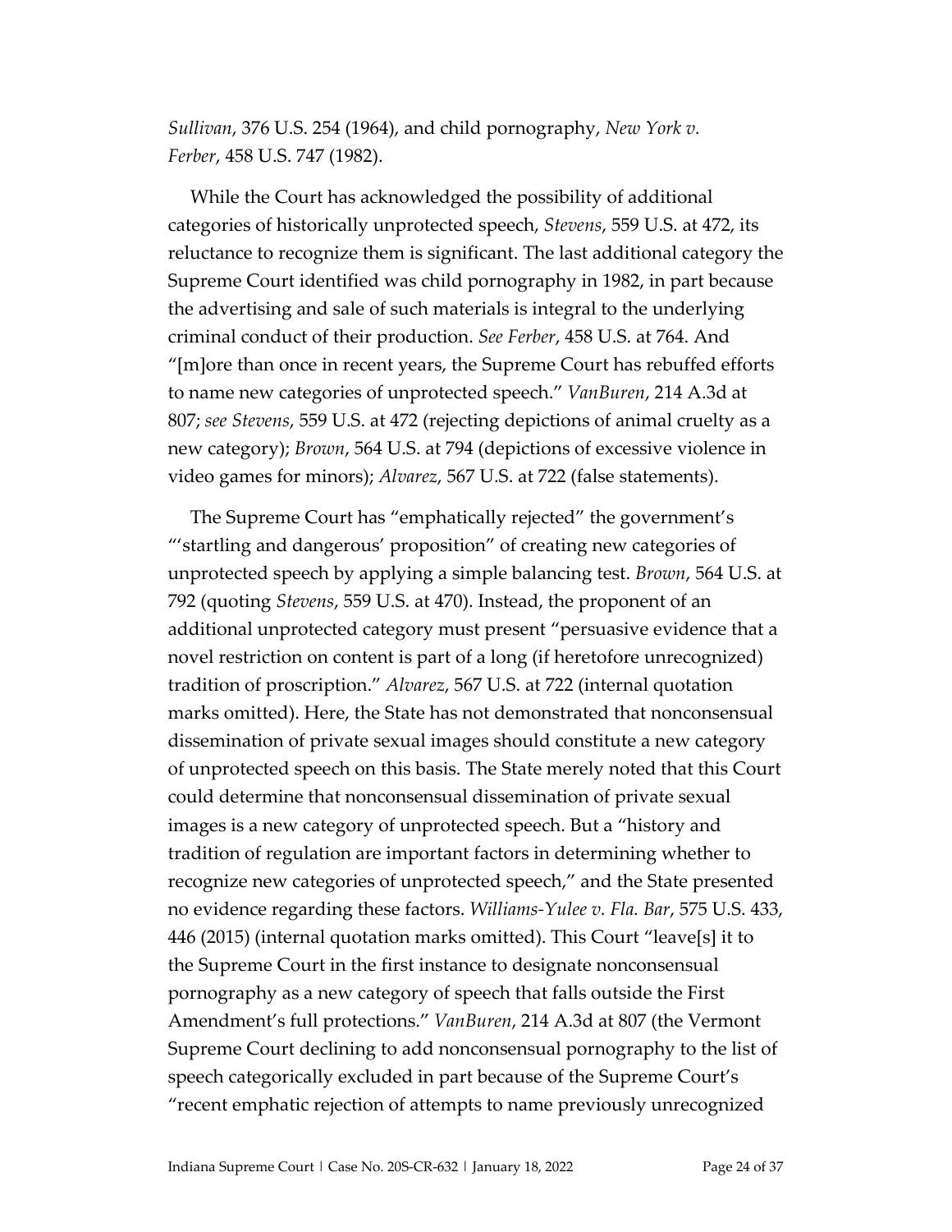*Sullivan*, 376 U.S. 254 (1964), and child pornography, *New York v. Ferber*, 458 U.S. 747 (1982).

While the Court has acknowledged the possibility of additional categories of historically unprotected speech, *Stevens*, 559 U.S. at 472, its reluctance to recognize them is significant. The last additional category the Supreme Court identified was child pornography in 1982, in part because the advertising and sale of such materials is integral to the underlying criminal conduct of their production. *See Ferber*, 458 U.S. at 764. And "[m]ore than once in recent years, the Supreme Court has rebuffed efforts to name new categories of unprotected speech." *VanBuren*, 214 A.3d at 807; *see Stevens*, 559 U.S. at 472 (rejecting depictions of animal cruelty as a new category); *Brown*, 564 U.S. at 794 (depictions of excessive violence in video games for minors); *Alvarez*, 567 U.S. at 722 (false statements).

The Supreme Court has "emphatically rejected" the government's "'startling and dangerous' proposition" of creating new categories of unprotected speech by applying a simple balancing test. *Brown*, 564 U.S. at 792 (quoting *Stevens*, 559 U.S. at 470). Instead, the proponent of an additional unprotected category must present "persuasive evidence that a novel restriction on content is part of a long (if heretofore unrecognized) tradition of proscription." *Alvarez*, 567 U.S. at 722 (internal quotation marks omitted). Here, the State has not demonstrated that nonconsensual dissemination of private sexual images should constitute a new category of unprotected speech on this basis. The State merely noted that this Court could determine that nonconsensual dissemination of private sexual images is a new category of unprotected speech. But a "history and tradition of regulation are important factors in determining whether to recognize new categories of unprotected speech," and the State presented no evidence regarding these factors. *Williams-Yulee v. Fla. Bar*, 575 U.S. 433, 446 (2015) (internal quotation marks omitted). This Court "leave[s] it to the Supreme Court in the first instance to designate nonconsensual pornography as a new category of speech that falls outside the First Amendment's full protections." *VanBuren*, 214 A.3d at 807 (the Vermont Supreme Court declining to add nonconsensual pornography to the list of speech categorically excluded in part because of the Supreme Court's "recent emphatic rejection of attempts to name previously unrecognized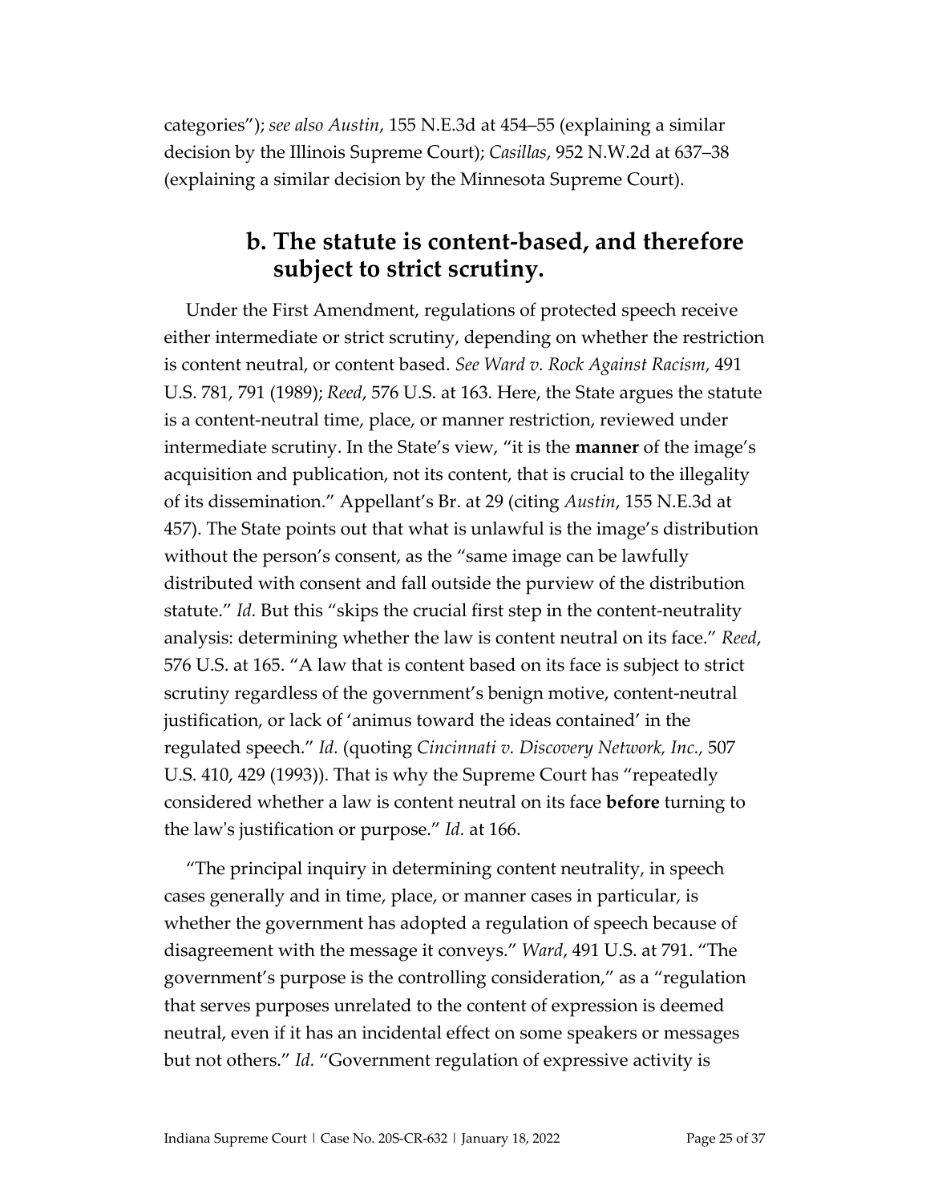categories"); *see also Austin*, 155 N.E.3d at 454–55 (explaining a similar decision by the Illinois Supreme Court); *Casillas*, 952 N.W.2d at 637–38 (explaining a similar decision by the Minnesota Supreme Court).

### b. The statute is content-based, and therefore subject to strict scrutiny.

Under the First Amendment, regulations of protected speech receive either intermediate or strict scrutiny, depending on whether the restriction is content neutral, or content based. *See Ward v. Rock Against Racism*, 491 U.S. 781, 791 (1989); *Reed*, 576 U.S. at 163. Here, the State argues the statute is a content-neutral time, place, or manner restriction, reviewed under intermediate scrutiny. In the State's view, "it is the **manner** of the image's acquisition and publication, not its content, that is crucial to the illegality of its dissemination." Appellant's Br. at 29 (citing *Austin*, 155 N.E.3d at 457). The State points out that what is unlawful is the image's distribution without the person's consent, as the "same image can be lawfully distributed with consent and fall outside the purview of the distribution statute." *Id.* But this "skips the crucial first step in the content-neutrality analysis: determining whether the law is content neutral on its face." *Reed*, 576 U.S. at 165. "A law that is content based on its face is subject to strict scrutiny regardless of the government's benign motive, content-neutral justification, or lack of 'animus toward the ideas contained' in the regulated speech." *Id.* (quoting *Cincinnati v. Discovery Network, Inc.*, 507 U.S. 410, 429 (1993)). That is why the Supreme Court has "repeatedly considered whether a law is content neutral on its face **before** turning to the law's justification or purpose." *Id.* at 166.

"The principal inquiry in determining content neutrality, in speech cases generally and in time, place, or manner cases in particular, is whether the government has adopted a regulation of speech because of disagreement with the message it conveys." *Ward*, 491 U.S. at 791. "The government's purpose is the controlling consideration," as a "regulation that serves purposes unrelated to the content of expression is deemed neutral, even if it has an incidental effect on some speakers or messages but not others." *Id.* "Government regulation of expressive activity is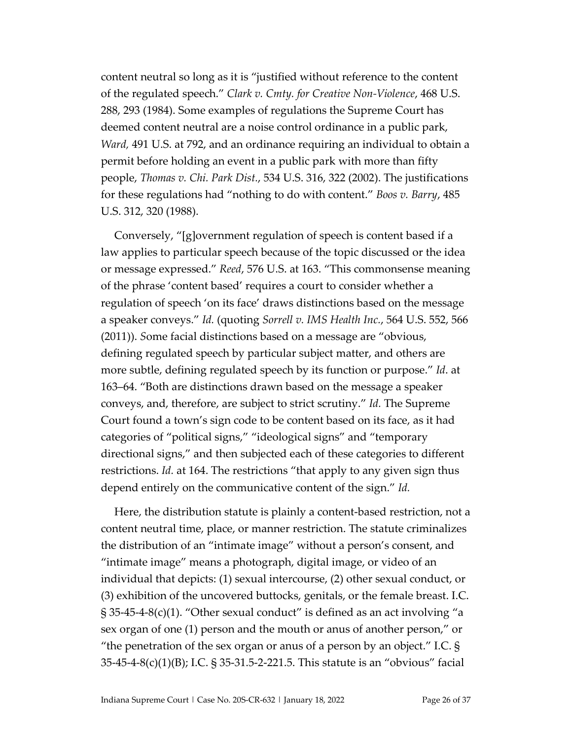content neutral so long as it is "justified without reference to the content of the regulated speech." *Clark v. Cmty. for Creative Non-Violence*, 468 U.S. 288, 293 (1984). Some examples of regulations the Supreme Court has deemed content neutral are a noise control ordinance in a public park, *Ward,* 491 U.S. at 792, and an ordinance requiring an individual to obtain a permit before holding an event in a public park with more than fifty people, *Thomas v. Chi. Park Dist*., 534 U.S. 316, 322 (2002). The justifications for these regulations had "nothing to do with content." *Boos v. Barry*, 485 U.S. 312, 320 (1988).

Conversely, "[g]overnment regulation of speech is content based if a law applies to particular speech because of the topic discussed or the idea or message expressed." *Reed*, 576 U.S. at 163. "This commonsense meaning of the phrase 'content based' requires a court to consider whether a regulation of speech 'on its face' draws distinctions based on the message a speaker conveys." *Id.* (quoting *Sorrell v. IMS Health Inc.*, 564 U.S. 552, 566 (2011)). Some facial distinctions based on a message are "obvious, defining regulated speech by particular subject matter, and others are more subtle, defining regulated speech by its function or purpose." *Id*. at 163–64. "Both are distinctions drawn based on the message a speaker conveys, and, therefore, are subject to strict scrutiny." *Id.* The Supreme Court found a town's sign code to be content based on its face, as it had categories of "political signs," "ideological signs" and "temporary directional signs," and then subjected each of these categories to different restrictions. *Id.* at 164. The restrictions "that apply to any given sign thus depend entirely on the communicative content of the sign." *Id.*

Here, the distribution statute is plainly a content-based restriction, not a content neutral time, place, or manner restriction. The statute criminalizes the distribution of an "intimate image" without a person's consent, and "intimate image" means a photograph, digital image, or video of an individual that depicts: (1) sexual intercourse, (2) other sexual conduct, or (3) exhibition of the uncovered buttocks, genitals, or the female breast. I.C. § 35-45-4-8(c)(1). "Other sexual conduct" is defined as an act involving "a sex organ of one (1) person and the mouth or anus of another person," or "the penetration of the sex organ or anus of a person by an object." I.C. § 35-45-4-8(c)(1)(B); I.C. § 35-31.5-2-221.5. This statute is an "obvious" facial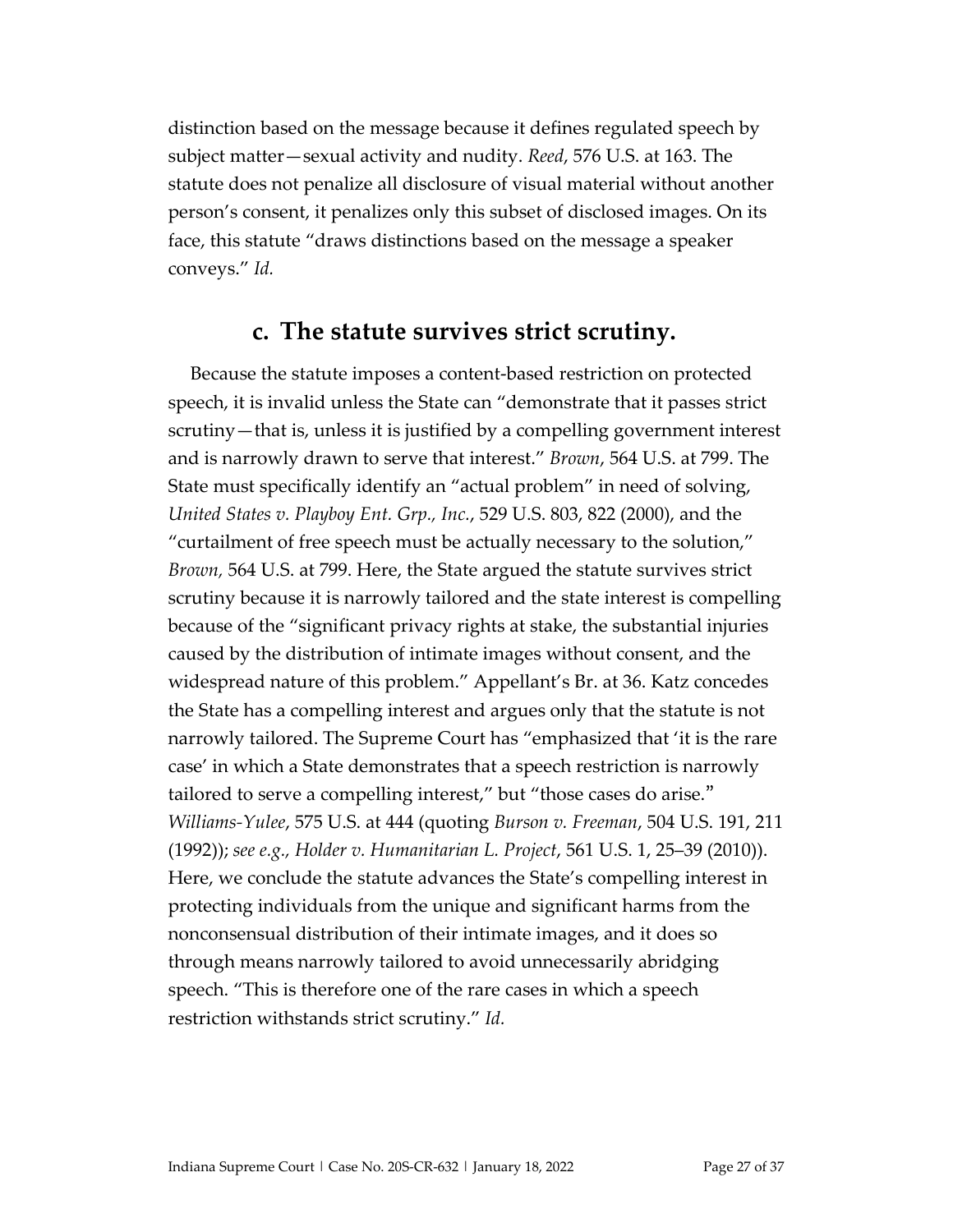distinction based on the message because it defines regulated speech by subject matter—sexual activity and nudity. *Reed*, 576 U.S. at 163. The statute does not penalize all disclosure of visual material without another person's consent, it penalizes only this subset of disclosed images. On its face, this statute "draws distinctions based on the message a speaker conveys." *Id.*

### c. The statute survives strict scrutiny.

Because the statute imposes a content-based restriction on protected speech, it is invalid unless the State can "demonstrate that it passes strict scrutiny—that is, unless it is justified by a compelling government interest and is narrowly drawn to serve that interest." *Brown*, 564 U.S. at 799. The State must specifically identify an "actual problem" in need of solving, *United States v. Playboy Ent. Grp., Inc.*, 529 U.S. 803, 822 (2000), and the "curtailment of free speech must be actually necessary to the solution," *Brown*, 564 U.S. at 799. Here, the State argued the statute survives strict scrutiny because it is narrowly tailored and the state interest is compelling because of the "significant privacy rights at stake, the substantial injuries caused by the distribution of intimate images without consent, and the widespread nature of this problem." Appellant's Br. at 36. Katz concedes the State has a compelling interest and argues only that the statute is not narrowly tailored. The Supreme Court has "emphasized that 'it is the rare case' in which a State demonstrates that a speech restriction is narrowly tailored to serve a compelling interest," but "those cases do arise." *Williams-Yulee*, 575 U.S. at 444 (quoting *Burson v. Freeman*, 504 U.S. 191, 211 (1992)); *see e.g., Holder v. Humanitarian L. Project*, 561 U.S. 1, 25–39 (2010)). Here, we conclude the statute advances the State's compelling interest in protecting individuals from the unique and significant harms from the nonconsensual distribution of their intimate images, and it does so through means narrowly tailored to avoid unnecessarily abridging speech. "This is therefore one of the rare cases in which a speech restriction withstands strict scrutiny." *Id.*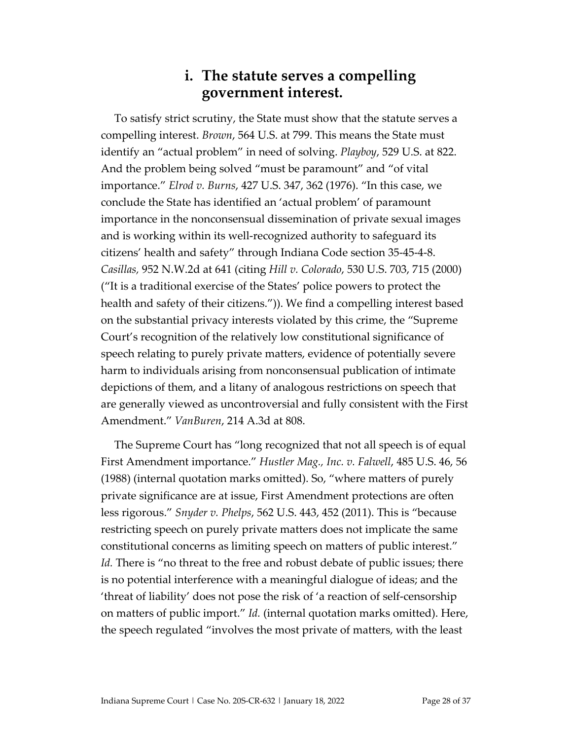### i. The statute serves a compelling government interest.

To satisfy strict scrutiny, the State must show that the statute serves a compelling interest. *Brown*, 564 U.S. at 799. This means the State must identify an "actual problem" in need of solving. *Playboy*, 529 U.S. at 822. And the problem being solved "must be paramount" and "of vital importance." *Elrod v. Burns*, 427 U.S. 347, 362 (1976). "In this case, we conclude the State has identified an 'actual problem' of paramount importance in the nonconsensual dissemination of private sexual images and is working within its well-recognized authority to safeguard its citizens' health and safety" through Indiana Code section 35-45-4-8. *Casillas,* 952 N.W.2d at 641 (citing *Hill v. Colorado*, 530 U.S. 703, 715 (2000) ("It is a traditional exercise of the States' police powers to protect the health and safety of their citizens.")). We find a compelling interest based on the substantial privacy interests violated by this crime, the "Supreme Court's recognition of the relatively low constitutional significance of speech relating to purely private matters, evidence of potentially severe harm to individuals arising from nonconsensual publication of intimate depictions of them, and a litany of analogous restrictions on speech that are generally viewed as uncontroversial and fully consistent with the First Amendment." *VanBuren*, 214 A.3d at 808.

The Supreme Court has "long recognized that not all speech is of equal First Amendment importance." *Hustler Mag., Inc. v. Falwell*, 485 U.S. 46, 56 (1988) (internal quotation marks omitted). So, "where matters of purely private significance are at issue, First Amendment protections are often less rigorous." *Snyder v. Phelps*, 562 U.S. 443, 452 (2011). This is "because restricting speech on purely private matters does not implicate the same constitutional concerns as limiting speech on matters of public interest." *Id.* There is "no threat to the free and robust debate of public issues; there is no potential interference with a meaningful dialogue of ideas; and the 'threat of liability' does not pose the risk of 'a reaction of self-censorship on matters of public import." *Id.* (internal quotation marks omitted). Here, the speech regulated "involves the most private of matters, with the least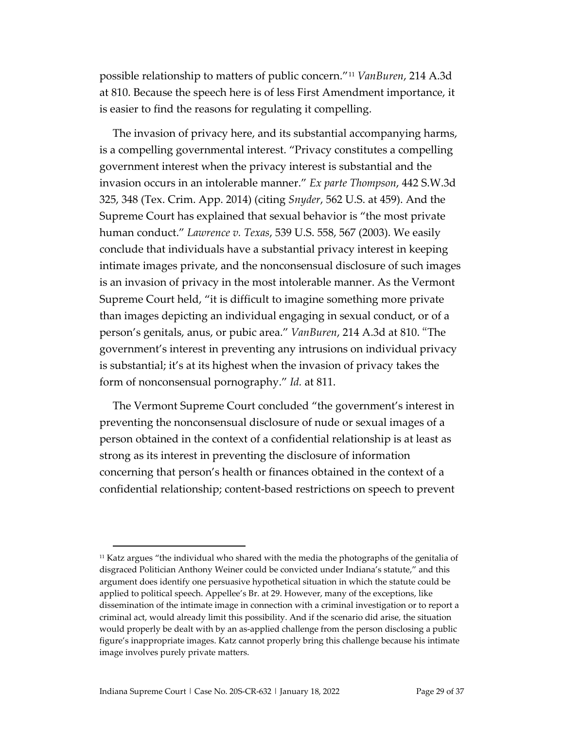possible relationship to matters of public concern."[11] *VanBuren*, 214 A.3d at 810. Because the speech here is of less First Amendment importance, it is easier to find the reasons for regulating it compelling.

The invasion of privacy here, and its substantial accompanying harms, is a compelling governmental interest. "Privacy constitutes a compelling government interest when the privacy interest is substantial and the invasion occurs in an intolerable manner." *Ex parte Thompson*, 442 S.W.3d 325, 348 (Tex. Crim. App. 2014) (citing *Snyder*, 562 U.S. at 459). And the Supreme Court has explained that sexual behavior is "the most private human conduct." *Lawrence v. Texas*, 539 U.S. 558, 567 (2003). We easily conclude that individuals have a substantial privacy interest in keeping intimate images private, and the nonconsensual disclosure of such images is an invasion of privacy in the most intolerable manner. As the Vermont Supreme Court held, "it is difficult to imagine something more private than images depicting an individual engaging in sexual conduct, or of a person's genitals, anus, or pubic area." *VanBuren*, 214 A.3d at 810. "The government's interest in preventing any intrusions on individual privacy is substantial; it's at its highest when the invasion of privacy takes the form of nonconsensual pornography." *Id.* at 811.

The Vermont Supreme Court concluded "the government's interest in preventing the nonconsensual disclosure of nude or sexual images of a person obtained in the context of a confidential relationship is at least as strong as its interest in preventing the disclosure of information concerning that person's health or finances obtained in the context of a confidential relationship; content-based restrictions on speech to prevent

---

[11] Katz argues "the individual who shared with the media the photographs of the genitalia of disgraced Politician Anthony Weiner could be convicted under Indiana's statute," and this argument does identify one persuasive hypothetical situation in which the statute could be applied to political speech. Appellee's Br. at 29. However, many of the exceptions, like dissemination of the intimate image in connection with a criminal investigation or to report a criminal act, would already limit this possibility. And if the scenario did arise, the situation would properly be dealt with by an as-applied challenge from the person disclosing a public figure's inappropriate images. Katz cannot properly bring this challenge because his intimate image involves purely private matters.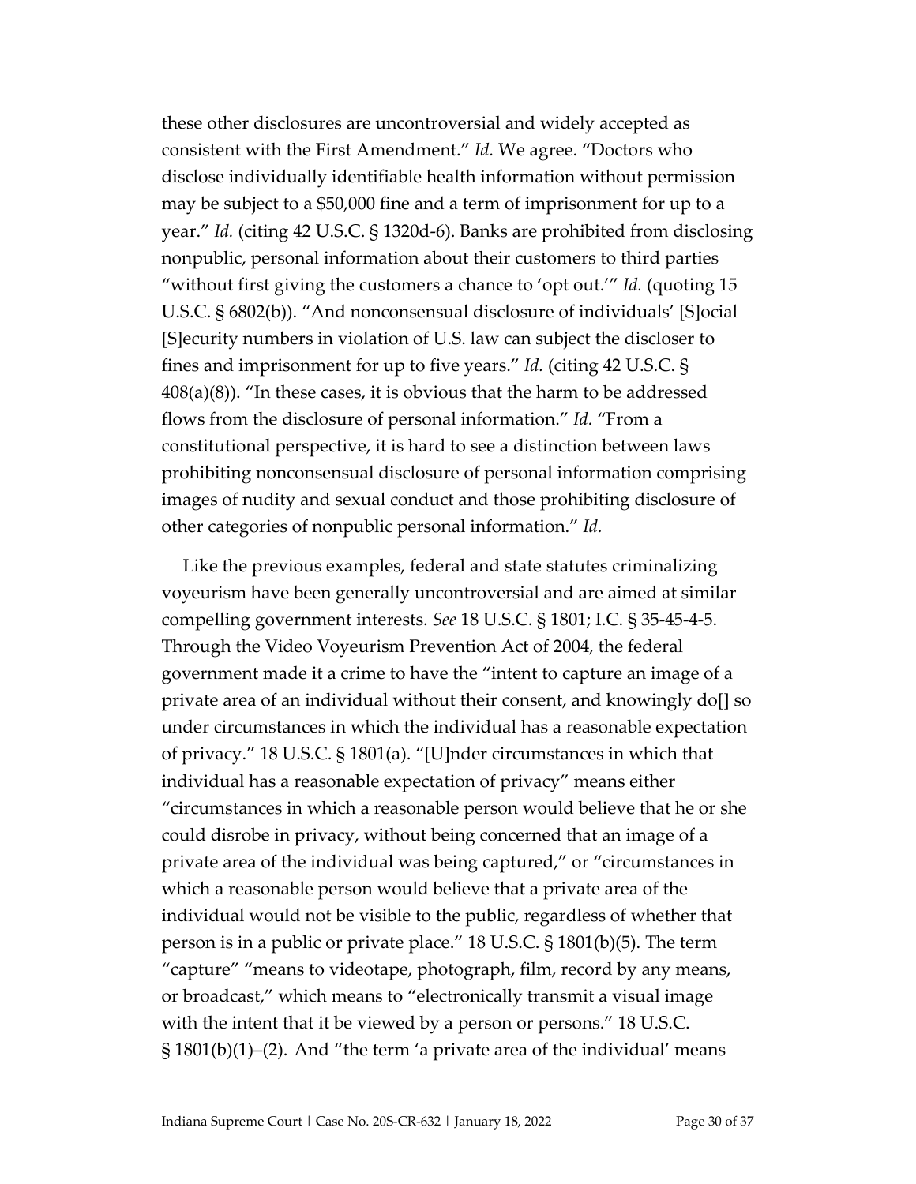these other disclosures are uncontroversial and widely accepted as consistent with the First Amendment." *Id.* We agree. "Doctors who disclose individually identifiable health information without permission may be subject to a $50,000 fine and a term of imprisonment for up to a year." *Id.* (citing 42 U.S.C. § 1320d-6). Banks are prohibited from disclosing nonpublic, personal information about their customers to third parties "without first giving the customers a chance to 'opt out.'" *Id.* (quoting 15 U.S.C. § 6802(b)). "And nonconsensual disclosure of individuals' [S]ocial [S]ecurity numbers in violation of U.S. law can subject the discloser to fines and imprisonment for up to five years." *Id.* (citing 42 U.S.C. § 408(a)(8)). "In these cases, it is obvious that the harm to be addressed flows from the disclosure of personal information." *Id.* "From a constitutional perspective, it is hard to see a distinction between laws prohibiting nonconsensual disclosure of personal information comprising images of nudity and sexual conduct and those prohibiting disclosure of other categories of nonpublic personal information." *Id.*

Like the previous examples, federal and state statutes criminalizing voyeurism have been generally uncontroversial and are aimed at similar compelling government interests. *See* 18 U.S.C. § 1801; I.C. § 35-45-4-5. Through the Video Voyeurism Prevention Act of 2004, the federal government made it a crime to have the "intent to capture an image of a private area of an individual without their consent, and knowingly do[] so under circumstances in which the individual has a reasonable expectation of privacy." 18 U.S.C. § 1801(a). "[U]nder circumstances in which that individual has a reasonable expectation of privacy" means either "circumstances in which a reasonable person would believe that he or she could disrobe in privacy, without being concerned that an image of a private area of the individual was being captured," or "circumstances in which a reasonable person would believe that a private area of the individual would not be visible to the public, regardless of whether that person is in a public or private place." 18 U.S.C. § 1801(b)(5). The term "capture" "means to videotape, photograph, film, record by any means, or broadcast," which means to "electronically transmit a visual image with the intent that it be viewed by a person or persons." 18 U.S.C. § 1801(b)(1)–(2). And "the term 'a private area of the individual' means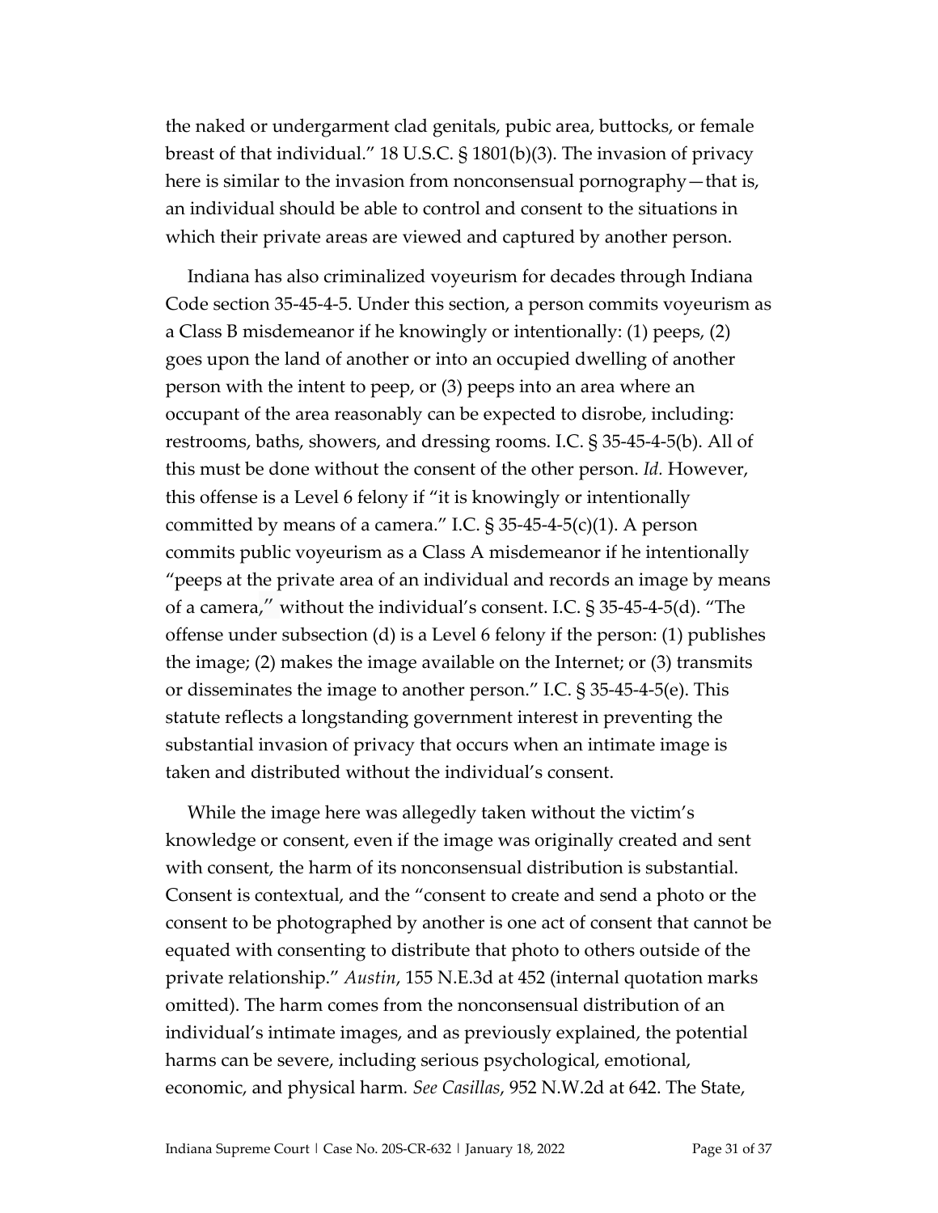the naked or undergarment clad genitals, pubic area, buttocks, or female breast of that individual." 18 U.S.C. § 1801(b)(3). The invasion of privacy here is similar to the invasion from nonconsensual pornography—that is, an individual should be able to control and consent to the situations in which their private areas are viewed and captured by another person.

Indiana has also criminalized voyeurism for decades through Indiana Code section 35-45-4-5. Under this section, a person commits voyeurism as a Class B misdemeanor if he knowingly or intentionally: (1) peeps, (2) goes upon the land of another or into an occupied dwelling of another person with the intent to peep, or (3) peeps into an area where an occupant of the area reasonably can be expected to disrobe, including: restrooms, baths, showers, and dressing rooms. I.C. § 35-45-4-5(b). All of this must be done without the consent of the other person. *Id.* However, this offense is a Level 6 felony if "it is knowingly or intentionally committed by means of a camera." I.C. § 35-45-4-5(c)(1). A person commits public voyeurism as a Class A misdemeanor if he intentionally "peeps at the private area of an individual and records an image by means of a camera," without the individual's consent. I.C. § 35-45-4-5(d). "The offense under subsection (d) is a Level 6 felony if the person: (1) publishes the image; (2) makes the image available on the Internet; or (3) transmits or disseminates the image to another person." I.C. § 35-45-4-5(e). This statute reflects a longstanding government interest in preventing the substantial invasion of privacy that occurs when an intimate image is taken and distributed without the individual's consent.

While the image here was allegedly taken without the victim's knowledge or consent, even if the image was originally created and sent with consent, the harm of its nonconsensual distribution is substantial. Consent is contextual, and the "consent to create and send a photo or the consent to be photographed by another is one act of consent that cannot be equated with consenting to distribute that photo to others outside of the private relationship." *Austin*, 155 N.E.3d at 452 (internal quotation marks omitted). The harm comes from the nonconsensual distribution of an individual's intimate images, and as previously explained, the potential harms can be severe, including serious psychological, emotional, economic, and physical harm. *See Casillas*, 952 N.W.2d at 642. The State,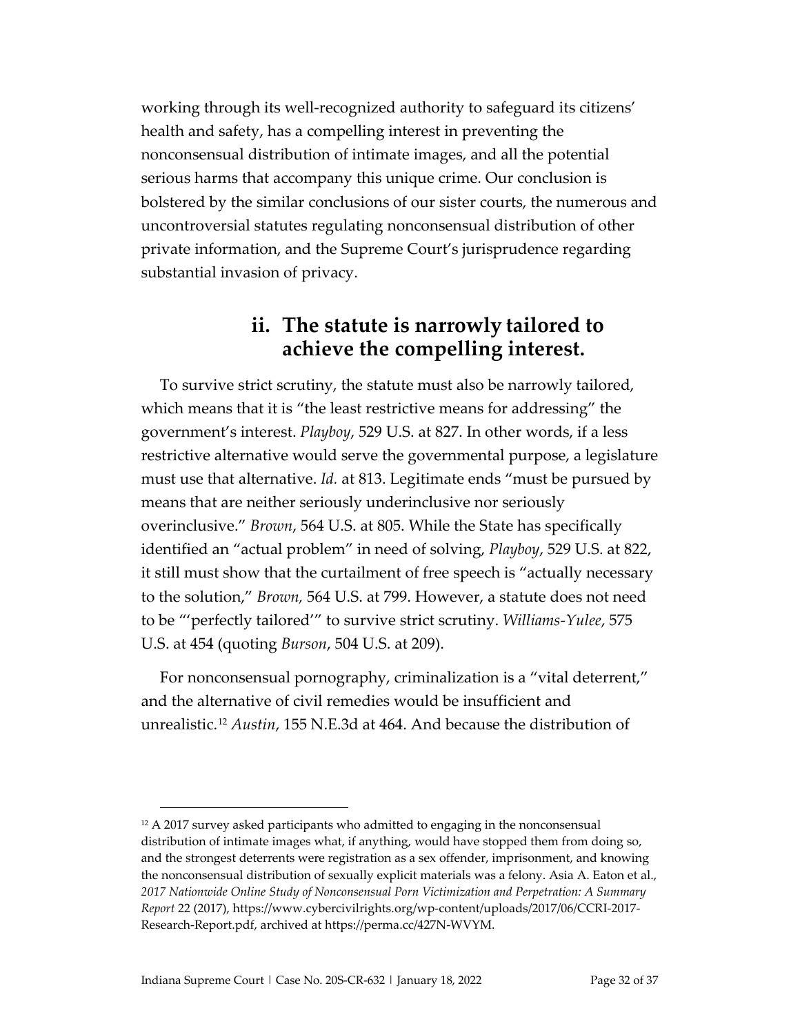working through its well-recognized authority to safeguard its citizens' health and safety, has a compelling interest in preventing the nonconsensual distribution of intimate images, and all the potential serious harms that accompany this unique crime. Our conclusion is bolstered by the similar conclusions of our sister courts, the numerous and uncontroversial statutes regulating nonconsensual distribution of other private information, and the Supreme Court's jurisprudence regarding substantial invasion of privacy.

### ii. The statute is narrowly tailored to achieve the compelling interest.

To survive strict scrutiny, the statute must also be narrowly tailored, which means that it is "the least restrictive means for addressing" the government's interest. *Playboy*, 529 U.S. at 827. In other words, if a less restrictive alternative would serve the governmental purpose, a legislature must use that alternative. *Id.* at 813. Legitimate ends "must be pursued by means that are neither seriously underinclusive nor seriously overinclusive." *Brown*, 564 U.S. at 805. While the State has specifically identified an "actual problem" in need of solving, *Playboy*, 529 U.S. at 822, it still must show that the curtailment of free speech is "actually necessary to the solution," *Brown,* 564 U.S. at 799. However, a statute does not need to be "'perfectly tailored'" to survive strict scrutiny. *Williams-Yulee*, 575 U.S. at 454 (quoting *Burson*, 504 U.S. at 209).

For nonconsensual pornography, criminalization is a "vital deterrent," and the alternative of civil remedies would be insufficient and unrealistic.[12] *Austin*, 155 N.E.3d at 464. And because the distribution of

---

[12] A 2017 survey asked participants who admitted to engaging in the nonconsensual distribution of intimate images what, if anything, would have stopped them from doing so, and the strongest deterrents were registration as a sex offender, imprisonment, and knowing the nonconsensual distribution of sexually explicit materials was a felony. Asia A. Eaton et al., *2017 Nationwide Online Study of Nonconsensual Porn Victimization and Perpetration: A Summary Report* 22 (2017), https://www.cybercivilrights.org/wp-content/uploads/2017/06/CCRI-2017-Research-Report.pdf, archived at https://perma.cc/427N-WVYM.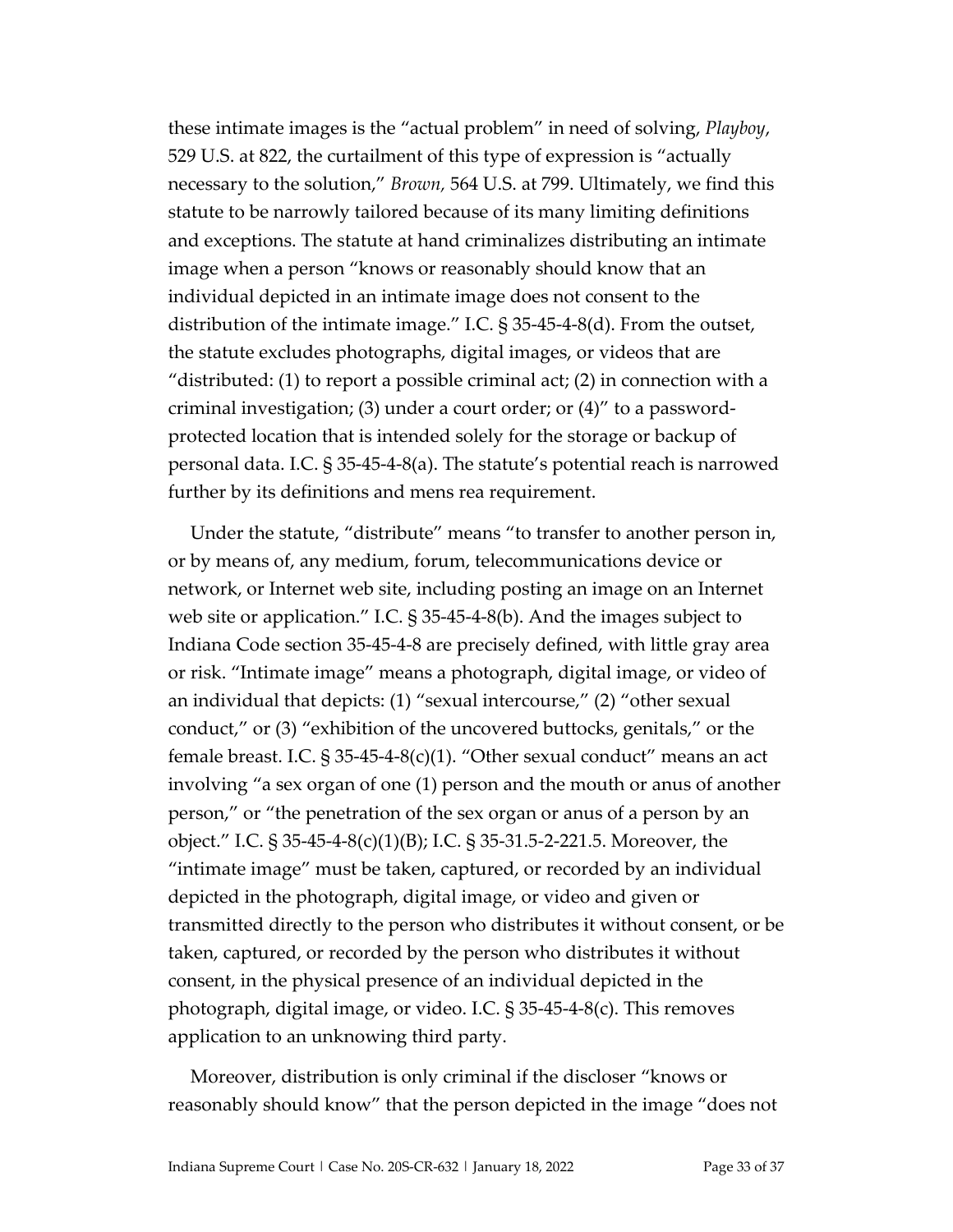these intimate images is the "actual problem" in need of solving, *Playboy*, 529 U.S. at 822, the curtailment of this type of expression is "actually necessary to the solution," *Brown,* 564 U.S. at 799. Ultimately, we find this statute to be narrowly tailored because of its many limiting definitions and exceptions. The statute at hand criminalizes distributing an intimate image when a person "knows or reasonably should know that an individual depicted in an intimate image does not consent to the distribution of the intimate image." I.C. § 35-45-4-8(d). From the outset, the statute excludes photographs, digital images, or videos that are "distributed: (1) to report a possible criminal act; (2) in connection with a criminal investigation; (3) under a court order; or (4)" to a password-protected location that is intended solely for the storage or backup of personal data. I.C. § 35-45-4-8(a). The statute's potential reach is narrowed further by its definitions and mens rea requirement.

Under the statute, "distribute" means "to transfer to another person in, or by means of, any medium, forum, telecommunications device or network, or Internet web site, including posting an image on an Internet web site or application." I.C. § 35-45-4-8(b). And the images subject to Indiana Code section 35-45-4-8 are precisely defined, with little gray area or risk. "Intimate image" means a photograph, digital image, or video of an individual that depicts: (1) "sexual intercourse," (2) "other sexual conduct," or (3) "exhibition of the uncovered buttocks, genitals," or the female breast. I.C. § 35-45-4-8(c)(1). "Other sexual conduct" means an act involving "a sex organ of one (1) person and the mouth or anus of another person," or "the penetration of the sex organ or anus of a person by an object." I.C. § 35-45-4-8(c)(1)(B); I.C. § 35-31.5-2-221.5. Moreover, the "intimate image" must be taken, captured, or recorded by an individual depicted in the photograph, digital image, or video and given or transmitted directly to the person who distributes it without consent, or be taken, captured, or recorded by the person who distributes it without consent, in the physical presence of an individual depicted in the photograph, digital image, or video. I.C. § 35-45-4-8(c). This removes application to an unknowing third party.

Moreover, distribution is only criminal if the discloser "knows or reasonably should know" that the person depicted in the image "does not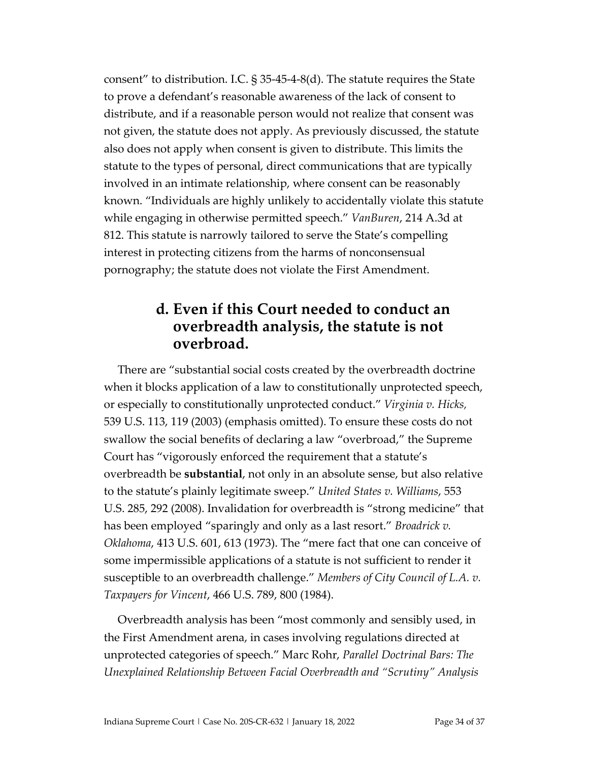consent" to distribution. I.C. § 35-45-4-8(d). The statute requires the State to prove a defendant's reasonable awareness of the lack of consent to distribute, and if a reasonable person would not realize that consent was not given, the statute does not apply. As previously discussed, the statute also does not apply when consent is given to distribute. This limits the statute to the types of personal, direct communications that are typically involved in an intimate relationship, where consent can be reasonably known. "Individuals are highly unlikely to accidentally violate this statute while engaging in otherwise permitted speech." *VanBuren*, 214 A.3d at 812. This statute is narrowly tailored to serve the State's compelling interest in protecting citizens from the harms of nonconsensual pornography; the statute does not violate the First Amendment.

### d. Even if this Court needed to conduct an overbreadth analysis, the statute is not overbroad.

There are "substantial social costs created by the overbreadth doctrine when it blocks application of a law to constitutionally unprotected speech, or especially to constitutionally unprotected conduct." *Virginia v. Hicks,* 539 U.S. 113, 119 (2003) (emphasis omitted). To ensure these costs do not swallow the social benefits of declaring a law "overbroad," the Supreme Court has "vigorously enforced the requirement that a statute's overbreadth be **substantial**, not only in an absolute sense, but also relative to the statute's plainly legitimate sweep." *United States v. Williams*, 553 U.S. 285, 292 (2008). Invalidation for overbreadth is "strong medicine" that has been employed "sparingly and only as a last resort." *Broadrick v. Oklahoma*, 413 U.S. 601, 613 (1973). The "mere fact that one can conceive of some impermissible applications of a statute is not sufficient to render it susceptible to an overbreadth challenge." *Members of City Council of L.A. v. Taxpayers for Vincent*, 466 U.S. 789, 800 (1984).

Overbreadth analysis has been "most commonly and sensibly used, in the First Amendment arena, in cases involving regulations directed at unprotected categories of speech." Marc Rohr, *Parallel Doctrinal Bars: The Unexplained Relationship Between Facial Overbreadth and "Scrutiny" Analysis*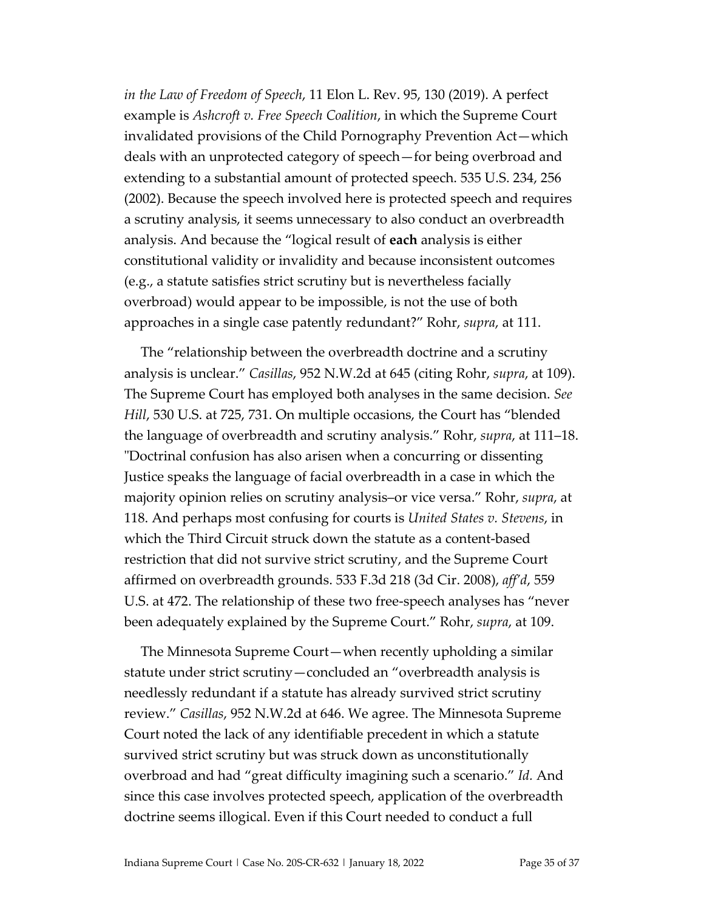*in the Law of Freedom of Speech*, 11 Elon L. Rev. 95, 130 (2019). A perfect example is *Ashcroft v. Free Speech Coalition*, in which the Supreme Court invalidated provisions of the Child Pornography Prevention Act—which deals with an unprotected category of speech—for being overbroad and extending to a substantial amount of protected speech. 535 U.S. 234, 256 (2002). Because the speech involved here is protected speech and requires a scrutiny analysis, it seems unnecessary to also conduct an overbreadth analysis. And because the "logical result of **each** analysis is either constitutional validity or invalidity and because inconsistent outcomes (e.g., a statute satisfies strict scrutiny but is nevertheless facially overbroad) would appear to be impossible, is not the use of both approaches in a single case patently redundant?" Rohr, *supra*, at 111.

The "relationship between the overbreadth doctrine and a scrutiny analysis is unclear." *Casillas*, 952 N.W.2d at 645 (citing Rohr, *supra*, at 109). The Supreme Court has employed both analyses in the same decision. *See Hill*, 530 U.S. at 725, 731. On multiple occasions, the Court has "blended the language of overbreadth and scrutiny analysis." Rohr, *supra*, at 111–18. "Doctrinal confusion has also arisen when a concurring or dissenting Justice speaks the language of facial overbreadth in a case in which the majority opinion relies on scrutiny analysis–or vice versa." Rohr, *supra*, at 118. And perhaps most confusing for courts is *United States v. Stevens*, in which the Third Circuit struck down the statute as a content-based restriction that did not survive strict scrutiny, and the Supreme Court affirmed on overbreadth grounds. 533 F.3d 218 (3d Cir. 2008), *aff'd*, 559 U.S. at 472. The relationship of these two free-speech analyses has "never been adequately explained by the Supreme Court." Rohr, *supra*, at 109.

The Minnesota Supreme Court—when recently upholding a similar statute under strict scrutiny—concluded an "overbreadth analysis is needlessly redundant if a statute has already survived strict scrutiny review." *Casillas*, 952 N.W.2d at 646. We agree. The Minnesota Supreme Court noted the lack of any identifiable precedent in which a statute survived strict scrutiny but was struck down as unconstitutionally overbroad and had "great difficulty imagining such a scenario." *Id.* And since this case involves protected speech, application of the overbreadth doctrine seems illogical. Even if this Court needed to conduct a full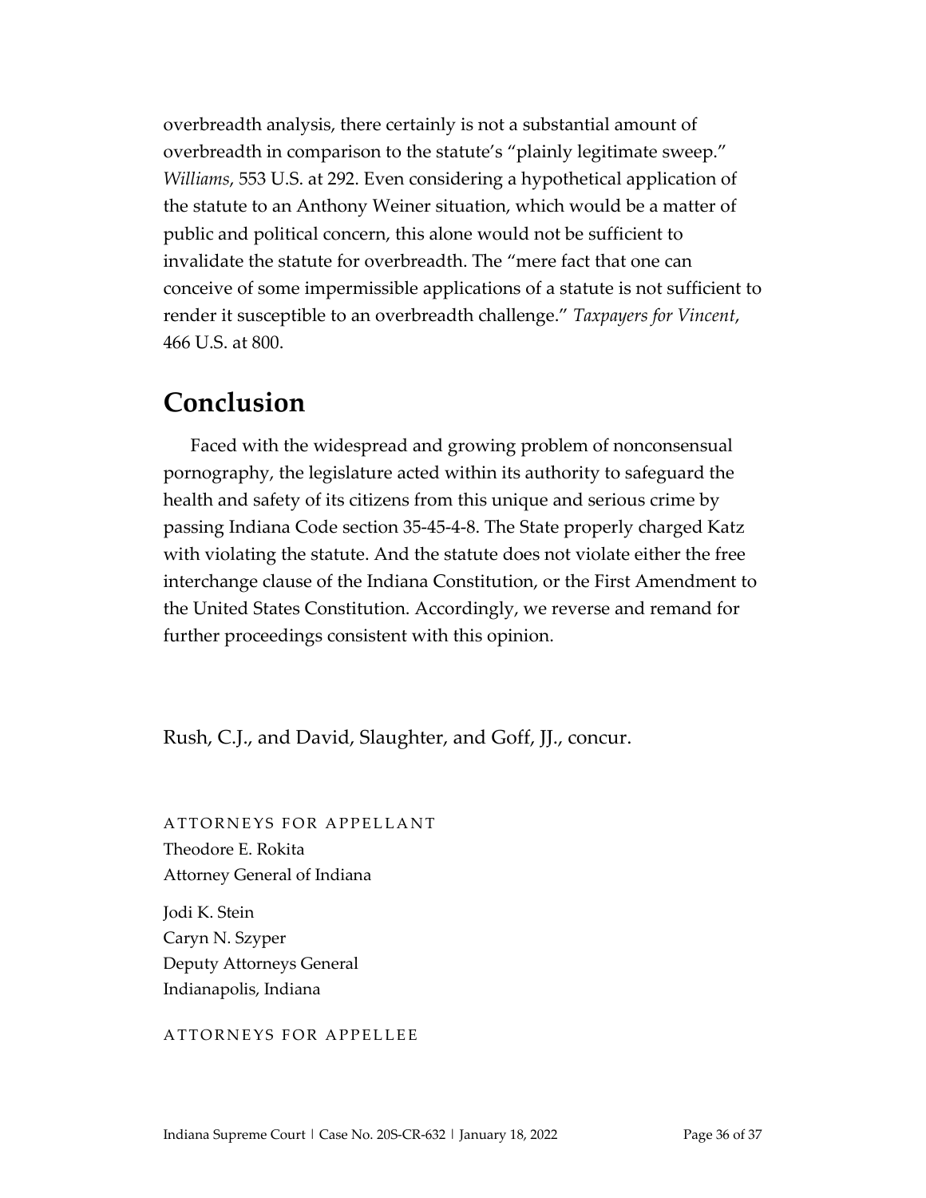overbreadth analysis, there certainly is not a substantial amount of overbreadth in comparison to the statute's "plainly legitimate sweep." *Williams*, 553 U.S. at 292. Even considering a hypothetical application of the statute to an Anthony Weiner situation, which would be a matter of public and political concern, this alone would not be sufficient to invalidate the statute for overbreadth. The "mere fact that one can conceive of some impermissible applications of a statute is not sufficient to render it susceptible to an overbreadth challenge." *Taxpayers for Vincent*, 466 U.S. at 800.

# Conclusion

Faced with the widespread and growing problem of nonconsensual pornography, the legislature acted within its authority to safeguard the health and safety of its citizens from this unique and serious crime by passing Indiana Code section 35-45-4-8. The State properly charged Katz with violating the statute. And the statute does not violate either the free interchange clause of the Indiana Constitution, or the First Amendment to the United States Constitution. Accordingly, we reverse and remand for further proceedings consistent with this opinion.

Rush, C.J., and David, Slaughter, and Goff, JJ., concur.

ATTORNEYS FOR APPELLANT
Theodore E. Rokita
Attorney General of Indiana

Jodi K. Stein
Caryn N. Szyper
Deputy Attorneys General
Indianapolis, Indiana

ATTORNEYS FOR APPELLEE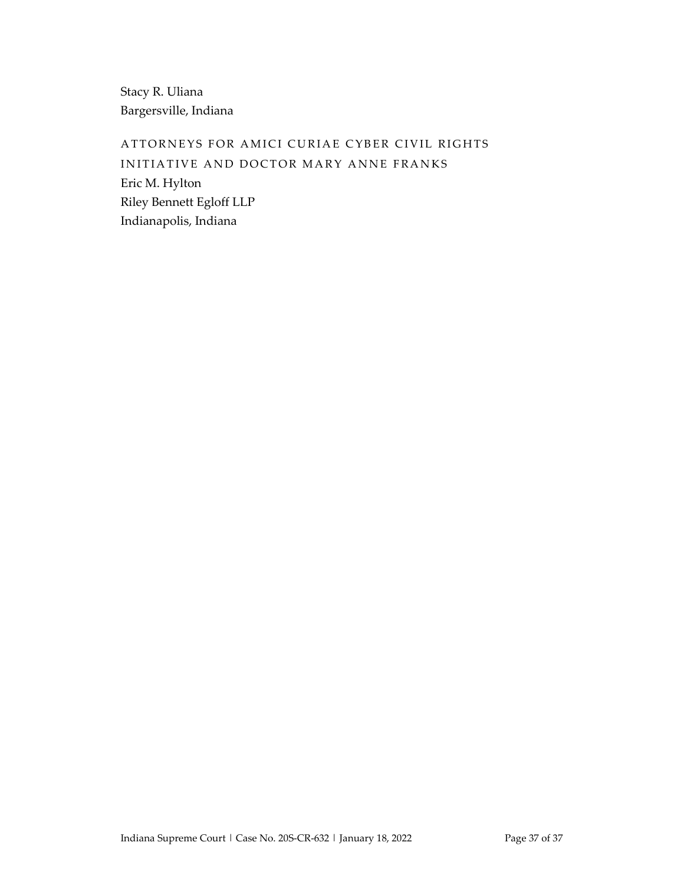Stacy R. Uliana
Bargersville, Indiana

ATTORNEYS FOR AMICI CURIAE CYBER CIVIL RIGHTS INITIATIVE AND DOCTOR MARY ANNE FRANKS
Eric M. Hylton
Riley Bennett Egloff LLP
Indianapolis, Indiana